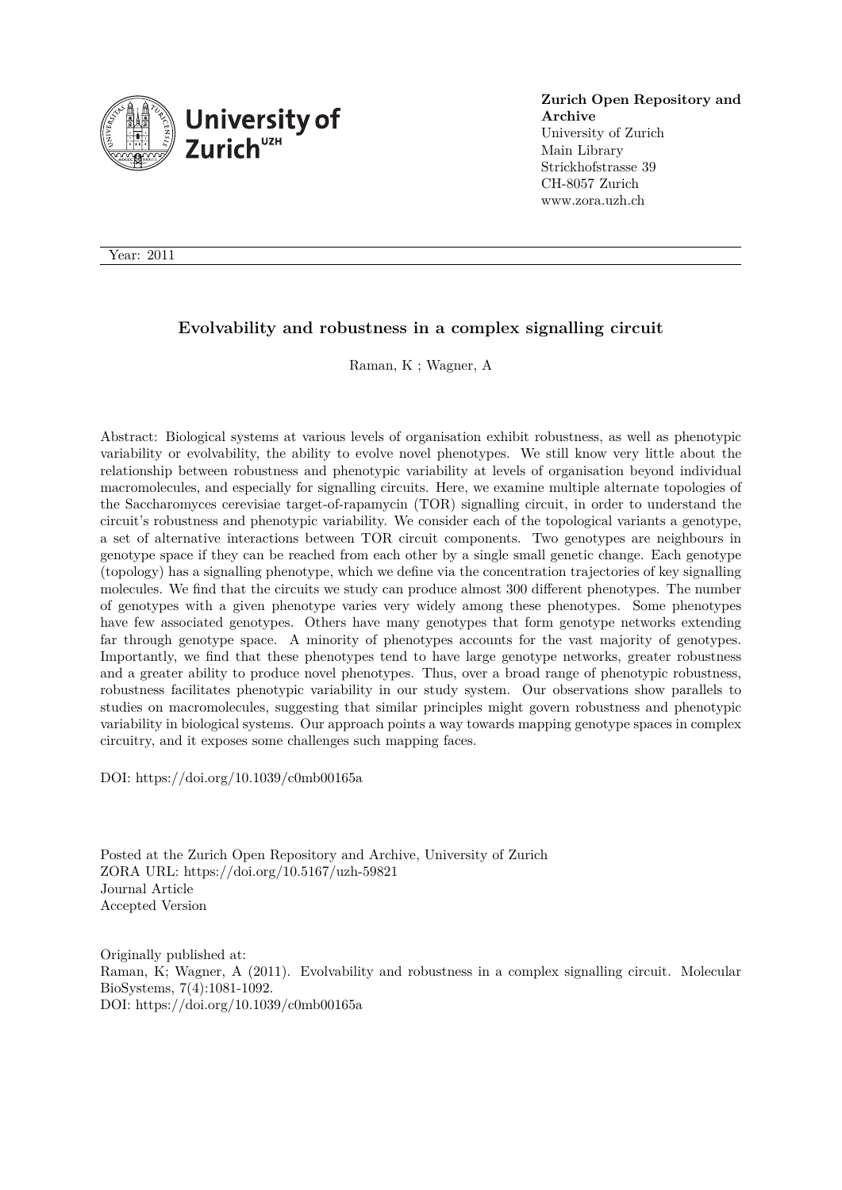**Zurich Open Repository and Archive**
University of Zurich
Main Library
Strickhofstrasse 39
CH-8057 Zurich
www.zora.uzh.ch

Year: 2011

# Evolvability and robustness in a complex signalling circuit

Raman, K ; Wagner, A

Abstract: Biological systems at various levels of organisation exhibit robustness, as well as phenotypic variability or evolvability, the ability to evolve novel phenotypes. We still know very little about the relationship between robustness and phenotypic variability at levels of organisation beyond individual macromolecules, and especially for signalling circuits. Here, we examine multiple alternate topologies of the Saccharomyces cerevisiae target-of-rapamycin (TOR) signalling circuit, in order to understand the circuit's robustness and phenotypic variability. We consider each of the topological variants a genotype, a set of alternative interactions between TOR circuit components. Two genotypes are neighbours in genotype space if they can be reached from each other by a single small genetic change. Each genotype (topology) has a signalling phenotype, which we define via the concentration trajectories of key signalling molecules. We find that the circuits we study can produce almost 300 different phenotypes. The number of genotypes with a given phenotype varies very widely among these phenotypes. Some phenotypes have few associated genotypes. Others have many genotypes that form genotype networks extending far through genotype space. A minority of phenotypes accounts for the vast majority of genotypes. Importantly, we find that these phenotypes tend to have large genotype networks, greater robustness and a greater ability to produce novel phenotypes. Thus, over a broad range of phenotypic robustness, robustness facilitates phenotypic variability in our study system. Our observations show parallels to studies on macromolecules, suggesting that similar principles might govern robustness and phenotypic variability in biological systems. Our approach points a way towards mapping genotype spaces in complex circuitry, and it exposes some challenges such mapping faces.

DOI: https://doi.org/10.1039/c0mb00165a

Posted at the Zurich Open Repository and Archive, University of Zurich
ZORA URL: https://doi.org/10.5167/uzh-59821
Journal Article
Accepted Version

Originally published at:
Raman, K; Wagner, A (2011). Evolvability and robustness in a complex signalling circuit. Molecular BioSystems, 7(4):1081-1092.
DOI: https://doi.org/10.1039/c0mb00165a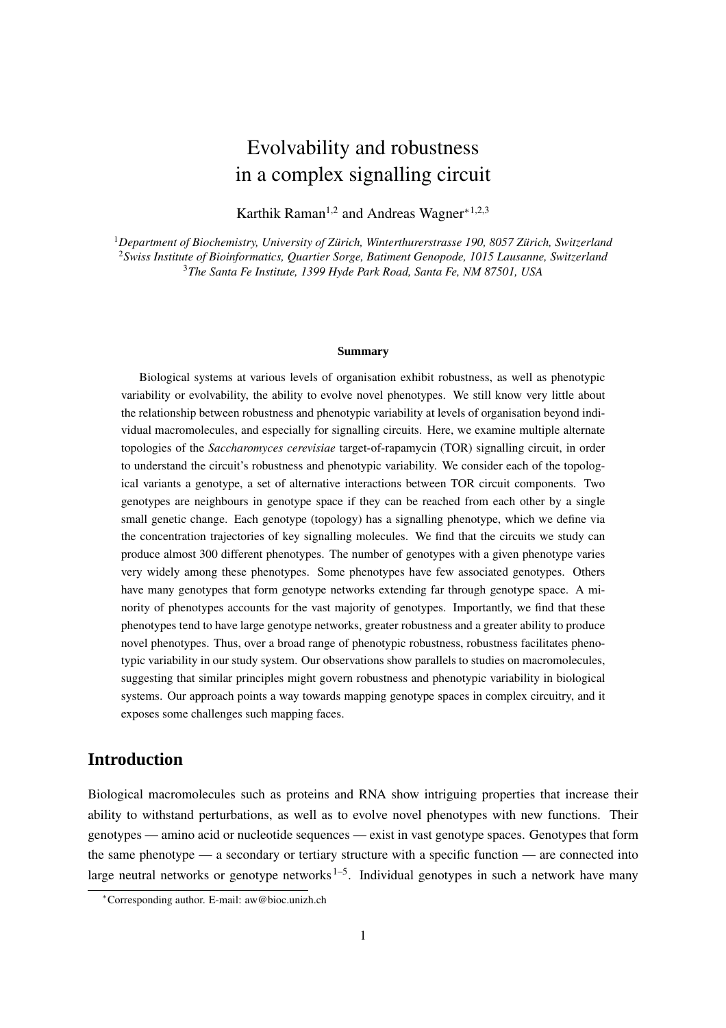# Evolvability and robustness in a complex signalling circuit

Karthik Raman[1,2] and Andreas Wagner*[1,2,3]

[1]*Department of Biochemistry, University of Zürich, Winterthurerstrasse 190, 8057 Zürich, Switzerland*
[2]*Swiss Institute of Bioinformatics, Quartier Sorge, Batiment Genopode, 1015 Lausanne, Switzerland*
[3]*The Santa Fe Institute, 1399 Hyde Park Road, Santa Fe, NM 87501, USA*

**Summary**

Biological systems at various levels of organisation exhibit robustness, as well as phenotypic variability or evolvability, the ability to evolve novel phenotypes. We still know very little about the relationship between robustness and phenotypic variability at levels of organisation beyond individual macromolecules, and especially for signalling circuits. Here, we examine multiple alternate topologies of the *Saccharomyces cerevisiae* target-of-rapamycin (TOR) signalling circuit, in order to understand the circuit's robustness and phenotypic variability. We consider each of the topological variants a genotype, a set of alternative interactions between TOR circuit components. Two genotypes are neighbours in genotype space if they can be reached from each other by a single small genetic change. Each genotype (topology) has a signalling phenotype, which we define via the concentration trajectories of key signalling molecules. We find that the circuits we study can produce almost 300 different phenotypes. The number of genotypes with a given phenotype varies very widely among these phenotypes. Some phenotypes have few associated genotypes. Others have many genotypes that form genotype networks extending far through genotype space. A minority of phenotypes accounts for the vast majority of genotypes. Importantly, we find that these phenotypes tend to have large genotype networks, greater robustness and a greater ability to produce novel phenotypes. Thus, over a broad range of phenotypic robustness, robustness facilitates phenotypic variability in our study system. Our observations show parallels to studies on macromolecules, suggesting that similar principles might govern robustness and phenotypic variability in biological systems. Our approach points a way towards mapping genotype spaces in complex circuitry, and it exposes some challenges such mapping faces.

## Introduction

Biological macromolecules such as proteins and RNA show intriguing properties that increase their ability to withstand perturbations, as well as to evolve novel phenotypes with new functions. Their genotypes — amino acid or nucleotide sequences — exist in vast genotype spaces. Genotypes that form the same phenotype — a secondary or tertiary structure with a specific function — are connected into large neutral networks or genotype networks[1–5]. Individual genotypes in such a network have many

*Corresponding author. E-mail: aw@bioc.unizh.ch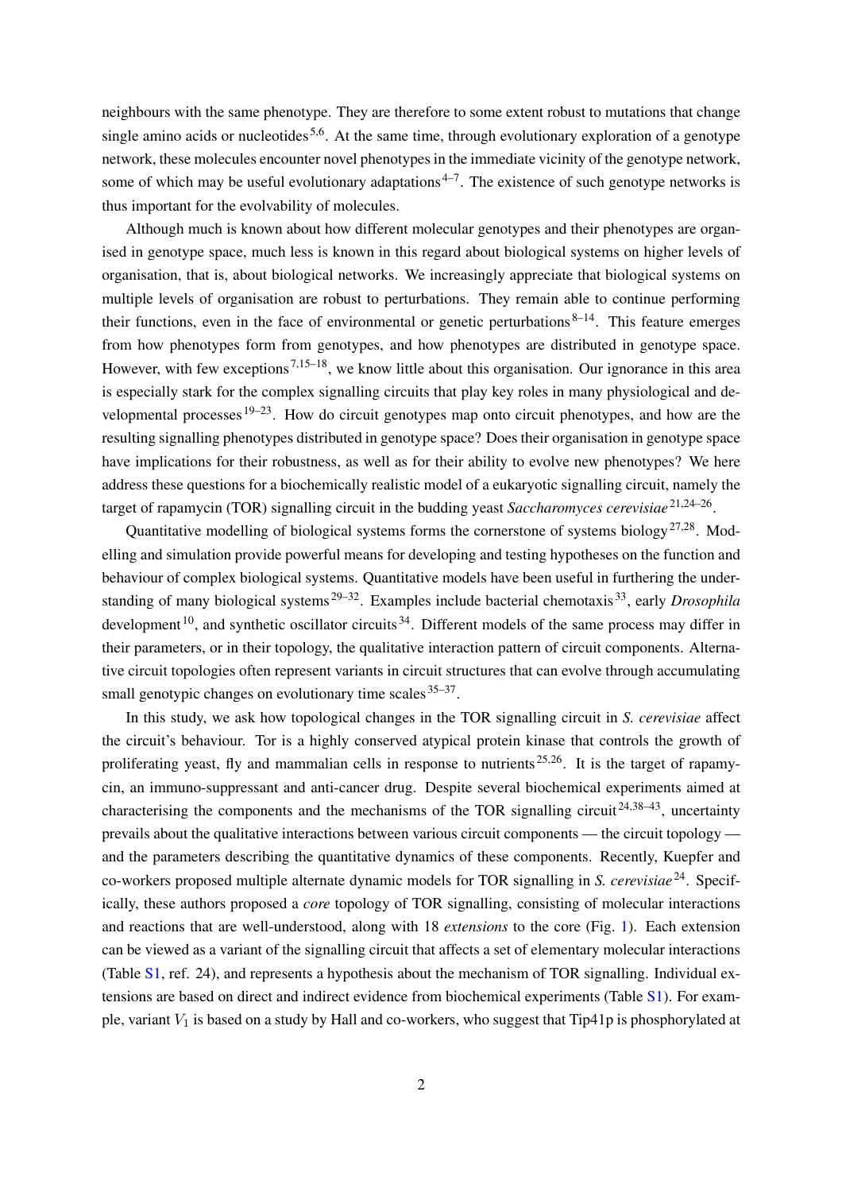neighbours with the same phenotype. They are therefore to some extent robust to mutations that change single amino acids or nucleotides[5,6]. At the same time, through evolutionary exploration of a genotype network, these molecules encounter novel phenotypes in the immediate vicinity of the genotype network, some of which may be useful evolutionary adaptations[4–7]. The existence of such genotype networks is thus important for the evolvability of molecules.

Although much is known about how different molecular genotypes and their phenotypes are organised in genotype space, much less is known in this regard about biological systems on higher levels of organisation, that is, about biological networks. We increasingly appreciate that biological systems on multiple levels of organisation are robust to perturbations. They remain able to continue performing their functions, even in the face of environmental or genetic perturbations[8–14]. This feature emerges from how phenotypes form from genotypes, and how phenotypes are distributed in genotype space. However, with few exceptions[7,15–18], we know little about this organisation. Our ignorance in this area is especially stark for the complex signalling circuits that play key roles in many physiological and developmental processes[19–23]. How do circuit genotypes map onto circuit phenotypes, and how are the resulting signalling phenotypes distributed in genotype space? Does their organisation in genotype space have implications for their robustness, as well as for their ability to evolve new phenotypes? We here address these questions for a biochemically realistic model of a eukaryotic signalling circuit, namely the target of rapamycin (TOR) signalling circuit in the budding yeast *Saccharomyces cerevisiae*[21,24–26].

Quantitative modelling of biological systems forms the cornerstone of systems biology[27,28]. Modelling and simulation provide powerful means for developing and testing hypotheses on the function and behaviour of complex biological systems. Quantitative models have been useful in furthering the understanding of many biological systems[29–32]. Examples include bacterial chemotaxis[33], early *Drosophila* development[10], and synthetic oscillator circuits[34]. Different models of the same process may differ in their parameters, or in their topology, the qualitative interaction pattern of circuit components. Alternative circuit topologies often represent variants in circuit structures that can evolve through accumulating small genotypic changes on evolutionary time scales[35–37].

In this study, we ask how topological changes in the TOR signalling circuit in *S. cerevisiae* affect the circuit's behaviour. Tor is a highly conserved atypical protein kinase that controls the growth of proliferating yeast, fly and mammalian cells in response to nutrients[25,26]. It is the target of rapamycin, an immuno-suppressant and anti-cancer drug. Despite several biochemical experiments aimed at characterising the components and the mechanisms of the TOR signalling circuit[24,38–43], uncertainty prevails about the qualitative interactions between various circuit components — the circuit topology — and the parameters describing the quantitative dynamics of these components. Recently, Kuepfer and co-workers proposed multiple alternate dynamic models for TOR signalling in *S. cerevisiae*[24]. Specifically, these authors proposed a *core* topology of TOR signalling, consisting of molecular interactions and reactions that are well-understood, along with 18 *extensions* to the core (Fig. 1). Each extension can be viewed as a variant of the signalling circuit that affects a set of elementary molecular interactions (Table S1, ref. 24), and represents a hypothesis about the mechanism of TOR signalling. Individual extensions are based on direct and indirect evidence from biochemical experiments (Table S1). For example, variant $V_1$ is based on a study by Hall and co-workers, who suggest that Tip41p is phosphorylated at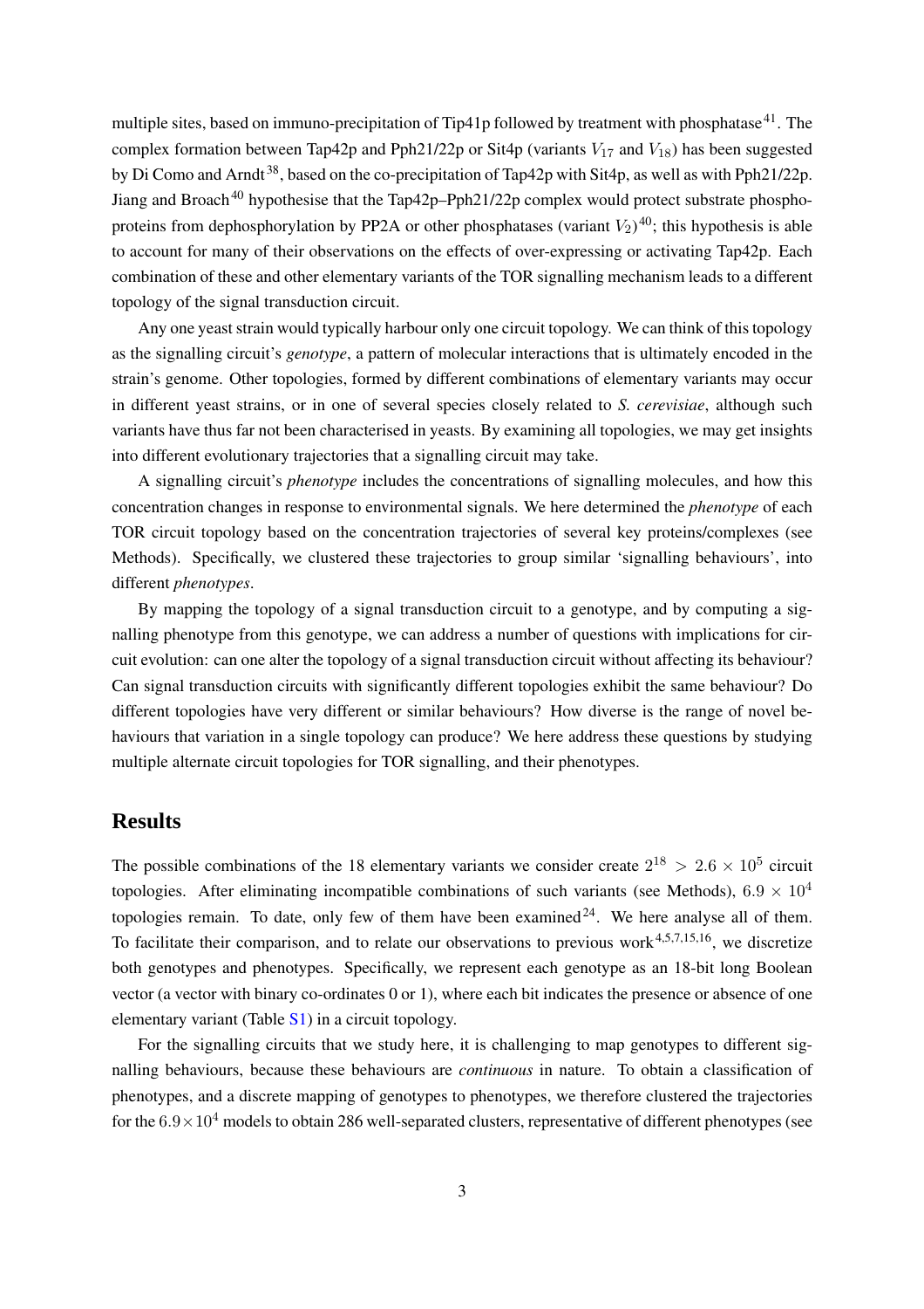multiple sites, based on immuno-precipitation of Tip41p followed by treatment with phosphatase[41]. The complex formation between Tap42p and Pph21/22p or Sit4p (variants $V_{17}$ and $V_{18}$) has been suggested by Di Como and Arndt[38], based on the co-precipitation of Tap42p with Sit4p, as well as with Pph21/22p. Jiang and Broach[40] hypothesise that the Tap42p–Pph21/22p complex would protect substrate phosphoproteins from dephosphorylation by PP2A or other phosphatases (variant $V_2$)[40]; this hypothesis is able to account for many of their observations on the effects of over-expressing or activating Tap42p. Each combination of these and other elementary variants of the TOR signalling mechanism leads to a different topology of the signal transduction circuit.

Any one yeast strain would typically harbour only one circuit topology. We can think of this topology as the signalling circuit's *genotype*, a pattern of molecular interactions that is ultimately encoded in the strain's genome. Other topologies, formed by different combinations of elementary variants may occur in different yeast strains, or in one of several species closely related to *S. cerevisiae*, although such variants have thus far not been characterised in yeasts. By examining all topologies, we may get insights into different evolutionary trajectories that a signalling circuit may take.

A signalling circuit's *phenotype* includes the concentrations of signalling molecules, and how this concentration changes in response to environmental signals. We here determined the *phenotype* of each TOR circuit topology based on the concentration trajectories of several key proteins/complexes (see Methods). Specifically, we clustered these trajectories to group similar 'signalling behaviours', into different *phenotypes*.

By mapping the topology of a signal transduction circuit to a genotype, and by computing a signalling phenotype from this genotype, we can address a number of questions with implications for circuit evolution: can one alter the topology of a signal transduction circuit without affecting its behaviour? Can signal transduction circuits with significantly different topologies exhibit the same behaviour? Do different topologies have very different or similar behaviours? How diverse is the range of novel behaviours that variation in a single topology can produce? We here address these questions by studying multiple alternate circuit topologies for TOR signalling, and their phenotypes.

## Results

The possible combinations of the 18 elementary variants we consider create $2^{18} > 2.6 \times 10^5$ circuit topologies. After eliminating incompatible combinations of such variants (see Methods), $6.9 \times 10^4$ topologies remain. To date, only few of them have been examined[24]. We here analyse all of them. To facilitate their comparison, and to relate our observations to previous work[4,5,7,15,16], we discretize both genotypes and phenotypes. Specifically, we represent each genotype as an 18-bit long Boolean vector (a vector with binary co-ordinates 0 or 1), where each bit indicates the presence or absence of one elementary variant (Table S1) in a circuit topology.

For the signalling circuits that we study here, it is challenging to map genotypes to different signalling behaviours, because these behaviours are *continuous* in nature. To obtain a classification of phenotypes, and a discrete mapping of genotypes to phenotypes, we therefore clustered the trajectories for the $6.9 \times 10^4$ models to obtain 286 well-separated clusters, representative of different phenotypes (see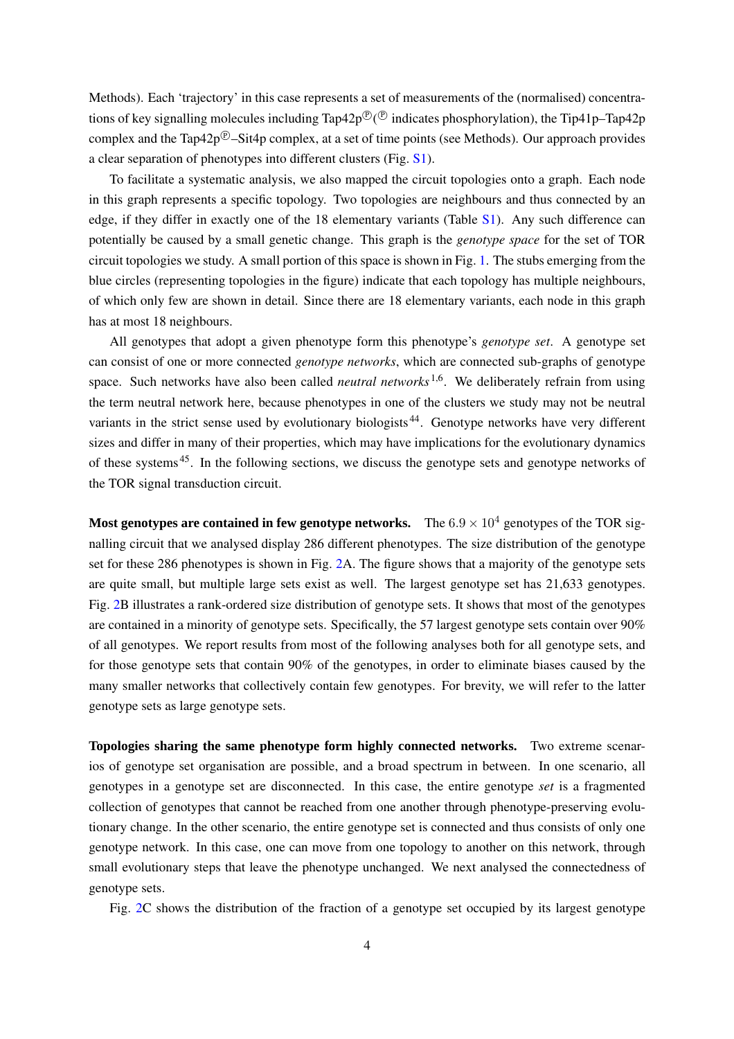Methods). Each 'trajectory' in this case represents a set of measurements of the (normalised) concentrations of key signalling molecules including Tap42pⓅ(Ⓟ indicates phosphorylation), the Tip41p–Tap42p complex and the Tap42pⓅ–Sit4p complex, at a set of time points (see Methods). Our approach provides a clear separation of phenotypes into different clusters (Fig. S1).

To facilitate a systematic analysis, we also mapped the circuit topologies onto a graph. Each node in this graph represents a specific topology. Two topologies are neighbours and thus connected by an edge, if they differ in exactly one of the 18 elementary variants (Table S1). Any such difference can potentially be caused by a small genetic change. This graph is the *genotype space* for the set of TOR circuit topologies we study. A small portion of this space is shown in Fig. 1. The stubs emerging from the blue circles (representing topologies in the figure) indicate that each topology has multiple neighbours, of which only few are shown in detail. Since there are 18 elementary variants, each node in this graph has at most 18 neighbours.

All genotypes that adopt a given phenotype form this phenotype's *genotype set*. A genotype set can consist of one or more connected *genotype networks*, which are connected sub-graphs of genotype space. Such networks have also been called *neutral networks*[1,6]. We deliberately refrain from using the term neutral network here, because phenotypes in one of the clusters we study may not be neutral variants in the strict sense used by evolutionary biologists[44]. Genotype networks have very different sizes and differ in many of their properties, which may have implications for the evolutionary dynamics of these systems[45]. In the following sections, we discuss the genotype sets and genotype networks of the TOR signal transduction circuit.

**Most genotypes are contained in few genotype networks.** The $6.9 \times 10^4$ genotypes of the TOR signalling circuit that we analysed display 286 different phenotypes. The size distribution of the genotype set for these 286 phenotypes is shown in Fig. 2A. The figure shows that a majority of the genotype sets are quite small, but multiple large sets exist as well. The largest genotype set has 21,633 genotypes. Fig. 2B illustrates a rank-ordered size distribution of genotype sets. It shows that most of the genotypes are contained in a minority of genotype sets. Specifically, the 57 largest genotype sets contain over 90% of all genotypes. We report results from most of the following analyses both for all genotype sets, and for those genotype sets that contain 90% of the genotypes, in order to eliminate biases caused by the many smaller networks that collectively contain few genotypes. For brevity, we will refer to the latter genotype sets as large genotype sets.

**Topologies sharing the same phenotype form highly connected networks.** Two extreme scenarios of genotype set organisation are possible, and a broad spectrum in between. In one scenario, all genotypes in a genotype set are disconnected. In this case, the entire genotype *set* is a fragmented collection of genotypes that cannot be reached from one another through phenotype-preserving evolutionary change. In the other scenario, the entire genotype set is connected and thus consists of only one genotype network. In this case, one can move from one topology to another on this network, through small evolutionary steps that leave the phenotype unchanged. We next analysed the connectedness of genotype sets.

Fig. 2C shows the distribution of the fraction of a genotype set occupied by its largest genotype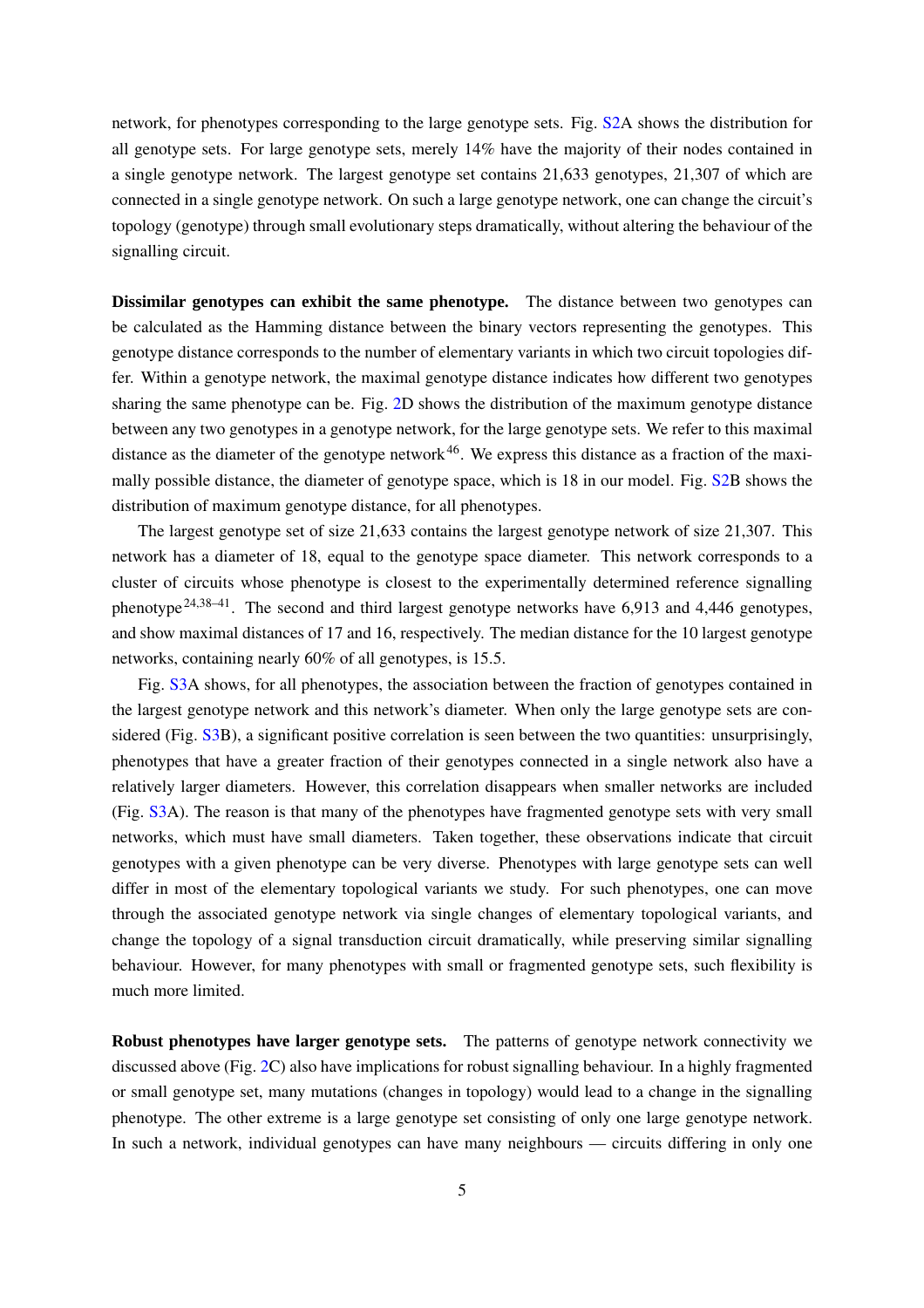network, for phenotypes corresponding to the large genotype sets. Fig. S2A shows the distribution for all genotype sets. For large genotype sets, merely 14% have the majority of their nodes contained in a single genotype network. The largest genotype set contains 21,633 genotypes, 21,307 of which are connected in a single genotype network. On such a large genotype network, one can change the circuit's topology (genotype) through small evolutionary steps dramatically, without altering the behaviour of the signalling circuit.

**Dissimilar genotypes can exhibit the same phenotype.** The distance between two genotypes can be calculated as the Hamming distance between the binary vectors representing the genotypes. This genotype distance corresponds to the number of elementary variants in which two circuit topologies differ. Within a genotype network, the maximal genotype distance indicates how different two genotypes sharing the same phenotype can be. Fig. 2D shows the distribution of the maximum genotype distance between any two genotypes in a genotype network, for the large genotype sets. We refer to this maximal distance as the diameter of the genotype network[46]. We express this distance as a fraction of the maximally possible distance, the diameter of genotype space, which is 18 in our model. Fig. S2B shows the distribution of maximum genotype distance, for all phenotypes.

The largest genotype set of size 21,633 contains the largest genotype network of size 21,307. This network has a diameter of 18, equal to the genotype space diameter. This network corresponds to a cluster of circuits whose phenotype is closest to the experimentally determined reference signalling phenotype[24,38–41]. The second and third largest genotype networks have 6,913 and 4,446 genotypes, and show maximal distances of 17 and 16, respectively. The median distance for the 10 largest genotype networks, containing nearly 60% of all genotypes, is 15.5.

Fig. S3A shows, for all phenotypes, the association between the fraction of genotypes contained in the largest genotype network and this network's diameter. When only the large genotype sets are considered (Fig. S3B), a significant positive correlation is seen between the two quantities: unsurprisingly, phenotypes that have a greater fraction of their genotypes connected in a single network also have a relatively larger diameters. However, this correlation disappears when smaller networks are included (Fig. S3A). The reason is that many of the phenotypes have fragmented genotype sets with very small networks, which must have small diameters. Taken together, these observations indicate that circuit genotypes with a given phenotype can be very diverse. Phenotypes with large genotype sets can well differ in most of the elementary topological variants we study. For such phenotypes, one can move through the associated genotype network via single changes of elementary topological variants, and change the topology of a signal transduction circuit dramatically, while preserving similar signalling behaviour. However, for many phenotypes with small or fragmented genotype sets, such flexibility is much more limited.

**Robust phenotypes have larger genotype sets.** The patterns of genotype network connectivity we discussed above (Fig. 2C) also have implications for robust signalling behaviour. In a highly fragmented or small genotype set, many mutations (changes in topology) would lead to a change in the signalling phenotype. The other extreme is a large genotype set consisting of only one large genotype network. In such a network, individual genotypes can have many neighbours — circuits differing in only one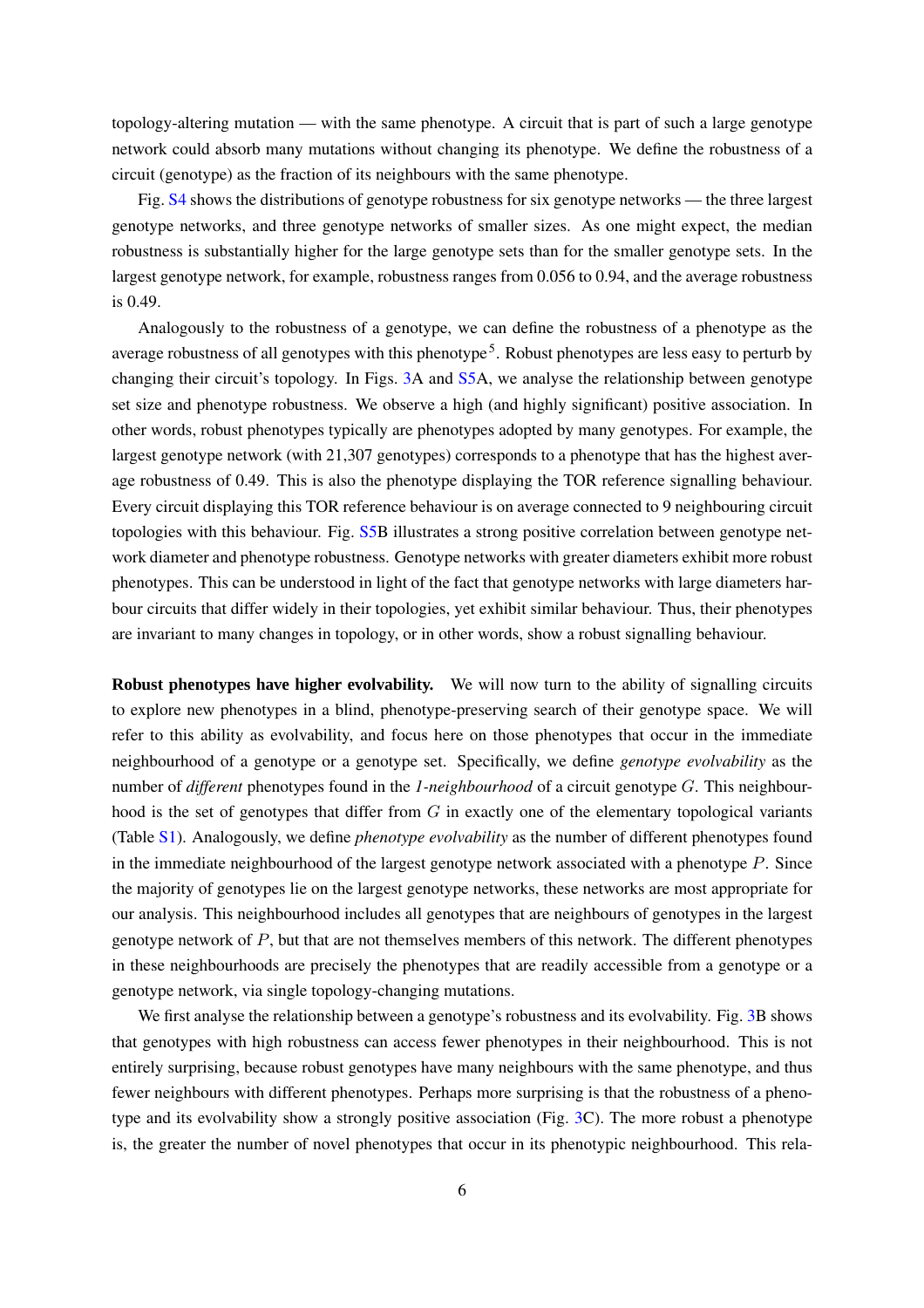topology-altering mutation — with the same phenotype. A circuit that is part of such a large genotype network could absorb many mutations without changing its phenotype. We define the robustness of a circuit (genotype) as the fraction of its neighbours with the same phenotype.

Fig. S4 shows the distributions of genotype robustness for six genotype networks — the three largest genotype networks, and three genotype networks of smaller sizes. As one might expect, the median robustness is substantially higher for the large genotype sets than for the smaller genotype sets. In the largest genotype network, for example, robustness ranges from 0.056 to 0.94, and the average robustness is 0.49.

Analogously to the robustness of a genotype, we can define the robustness of a phenotype as the average robustness of all genotypes with this phenotype[5]. Robust phenotypes are less easy to perturb by changing their circuit's topology. In Figs. 3A and S5A, we analyse the relationship between genotype set size and phenotype robustness. We observe a high (and highly significant) positive association. In other words, robust phenotypes typically are phenotypes adopted by many genotypes. For example, the largest genotype network (with 21,307 genotypes) corresponds to a phenotype that has the highest average robustness of 0.49. This is also the phenotype displaying the TOR reference signalling behaviour. Every circuit displaying this TOR reference behaviour is on average connected to 9 neighbouring circuit topologies with this behaviour. Fig. S5B illustrates a strong positive correlation between genotype network diameter and phenotype robustness. Genotype networks with greater diameters exhibit more robust phenotypes. This can be understood in light of the fact that genotype networks with large diameters harbour circuits that differ widely in their topologies, yet exhibit similar behaviour. Thus, their phenotypes are invariant to many changes in topology, or in other words, show a robust signalling behaviour.

**Robust phenotypes have higher evolvability.** We will now turn to the ability of signalling circuits to explore new phenotypes in a blind, phenotype-preserving search of their genotype space. We will refer to this ability as evolvability, and focus here on those phenotypes that occur in the immediate neighbourhood of a genotype or a genotype set. Specifically, we define *genotype evolvability* as the number of *different* phenotypes found in the *1-neighbourhood* of a circuit genotype $G$. This neighbourhood is the set of genotypes that differ from $G$ in exactly one of the elementary topological variants (Table S1). Analogously, we define *phenotype evolvability* as the number of different phenotypes found in the immediate neighbourhood of the largest genotype network associated with a phenotype $P$. Since the majority of genotypes lie on the largest genotype networks, these networks are most appropriate for our analysis. This neighbourhood includes all genotypes that are neighbours of genotypes in the largest genotype network of $P$, but that are not themselves members of this network. The different phenotypes in these neighbourhoods are precisely the phenotypes that are readily accessible from a genotype or a genotype network, via single topology-changing mutations.

We first analyse the relationship between a genotype's robustness and its evolvability. Fig. 3B shows that genotypes with high robustness can access fewer phenotypes in their neighbourhood. This is not entirely surprising, because robust genotypes have many neighbours with the same phenotype, and thus fewer neighbours with different phenotypes. Perhaps more surprising is that the robustness of a phenotype and its evolvability show a strongly positive association (Fig. 3C). The more robust a phenotype is, the greater the number of novel phenotypes that occur in its phenotypic neighbourhood. This rela-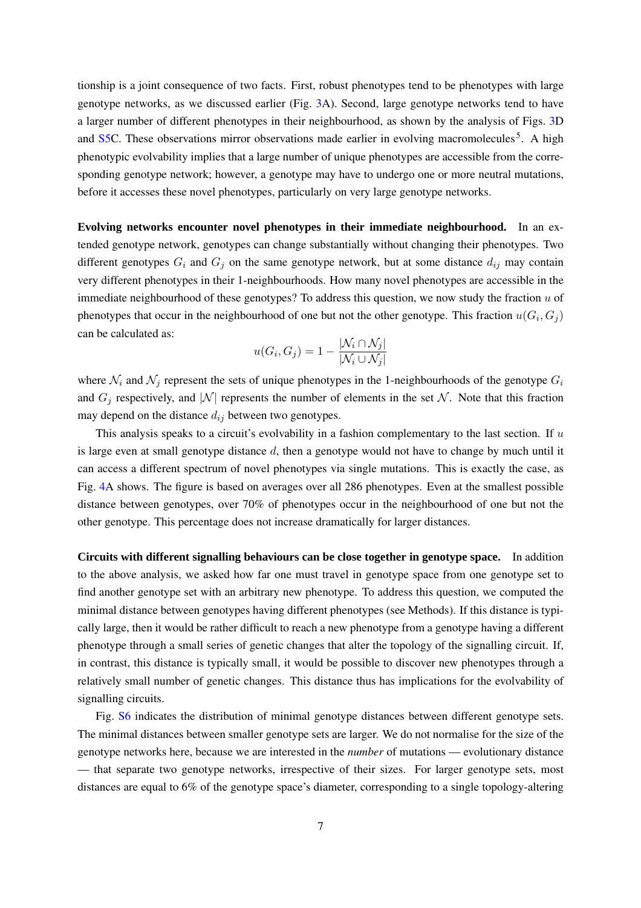tionship is a joint consequence of two facts. First, robust phenotypes tend to be phenotypes with large genotype networks, as we discussed earlier (Fig. 3A). Second, large genotype networks tend to have a larger number of different phenotypes in their neighbourhood, as shown by the analysis of Figs. 3D and S5C. These observations mirror observations made earlier in evolving macromolecules[5]. A high phenotypic evolvability implies that a large number of unique phenotypes are accessible from the corresponding genotype network; however, a genotype may have to undergo one or more neutral mutations, before it accesses these novel phenotypes, particularly on very large genotype networks.

**Evolving networks encounter novel phenotypes in their immediate neighbourhood.** In an extended genotype network, genotypes can change substantially without changing their phenotypes. Two different genotypes $G_i$ and $G_j$ on the same genotype network, but at some distance $d_{ij}$ may contain very different phenotypes in their 1-neighbourhoods. How many novel phenotypes are accessible in the immediate neighbourhood of these genotypes? To address this question, we now study the fraction $u$ of phenotypes that occur in the neighbourhood of one but not the other genotype. This fraction $u(G_i, G_j)$ can be calculated as:

$$u(G_i, G_j) = 1 - \frac{|\mathcal{N}_i \cap \mathcal{N}_j|}{|\mathcal{N}_i \cup \mathcal{N}_j|}$$

where $\mathcal{N}_i$ and $\mathcal{N}_j$ represent the sets of unique phenotypes in the 1-neighbourhoods of the genotype $G_i$ and $G_j$ respectively, and $|\mathcal{N}|$ represents the number of elements in the set $\mathcal{N}$. Note that this fraction may depend on the distance $d_{ij}$ between two genotypes.

This analysis speaks to a circuit's evolvability in a fashion complementary to the last section. If $u$ is large even at small genotype distance $d$, then a genotype would not have to change by much until it can access a different spectrum of novel phenotypes via single mutations. This is exactly the case, as Fig. 4A shows. The figure is based on averages over all 286 phenotypes. Even at the smallest possible distance between genotypes, over 70% of phenotypes occur in the neighbourhood of one but not the other genotype. This percentage does not increase dramatically for larger distances.

**Circuits with different signalling behaviours can be close together in genotype space.** In addition to the above analysis, we asked how far one must travel in genotype space from one genotype set to find another genotype set with an arbitrary new phenotype. To address this question, we computed the minimal distance between genotypes having different phenotypes (see Methods). If this distance is typically large, then it would be rather difficult to reach a new phenotype from a genotype having a different phenotype through a small series of genetic changes that alter the topology of the signalling circuit. If, in contrast, this distance is typically small, it would be possible to discover new phenotypes through a relatively small number of genetic changes. This distance thus has implications for the evolvability of signalling circuits.

Fig. S6 indicates the distribution of minimal genotype distances between different genotype sets. The minimal distances between smaller genotype sets are larger. We do not normalise for the size of the genotype networks here, because we are interested in the *number* of mutations — evolutionary distance — that separate two genotype networks, irrespective of their sizes. For larger genotype sets, most distances are equal to 6% of the genotype space's diameter, corresponding to a single topology-altering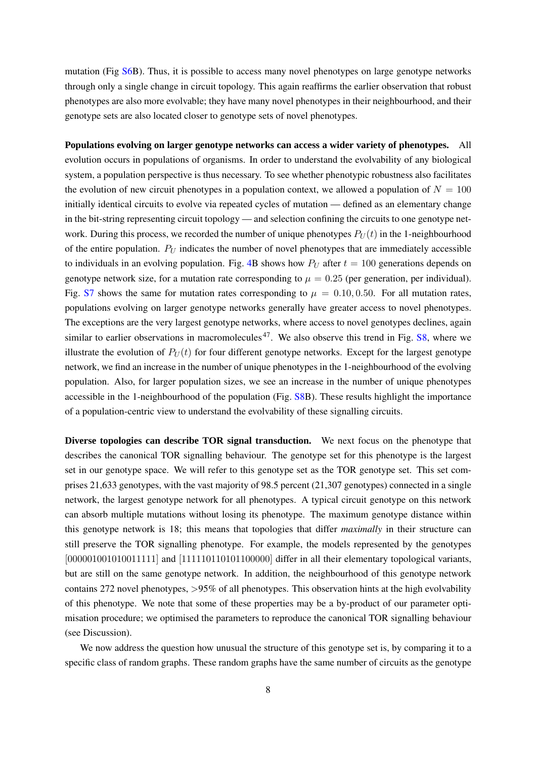mutation (Fig S6B). Thus, it is possible to access many novel phenotypes on large genotype networks through only a single change in circuit topology. This again reaffirms the earlier observation that robust phenotypes are also more evolvable; they have many novel phenotypes in their neighbourhood, and their genotype sets are also located closer to genotype sets of novel phenotypes.

**Populations evolving on larger genotype networks can access a wider variety of phenotypes.** All evolution occurs in populations of organisms. In order to understand the evolvability of any biological system, a population perspective is thus necessary. To see whether phenotypic robustness also facilitates the evolution of new circuit phenotypes in a population context, we allowed a population of $N = 100$ initially identical circuits to evolve via repeated cycles of mutation — defined as an elementary change in the bit-string representing circuit topology — and selection confining the circuits to one genotype network. During this process, we recorded the number of unique phenotypes $P_U(t)$ in the 1-neighbourhood of the entire population. $P_U$ indicates the number of novel phenotypes that are immediately accessible to individuals in an evolving population. Fig. 4B shows how $P_U$ after $t = 100$ generations depends on genotype network size, for a mutation rate corresponding to $\mu = 0.25$ (per generation, per individual). Fig. S7 shows the same for mutation rates corresponding to $\mu = 0.10, 0.50$. For all mutation rates, populations evolving on larger genotype networks generally have greater access to novel phenotypes. The exceptions are the very largest genotype networks, where access to novel genotypes declines, again similar to earlier observations in macromolecules[47]. We also observe this trend in Fig. S8, where we illustrate the evolution of $P_U(t)$ for four different genotype networks. Except for the largest genotype network, we find an increase in the number of unique phenotypes in the 1-neighbourhood of the evolving population. Also, for larger population sizes, we see an increase in the number of unique phenotypes accessible in the 1-neighbourhood of the population (Fig. S8B). These results highlight the importance of a population-centric view to understand the evolvability of these signalling circuits.

**Diverse topologies can describe TOR signal transduction.** We next focus on the phenotype that describes the canonical TOR signalling behaviour. The genotype set for this phenotype is the largest set in our genotype space. We will refer to this genotype set as the TOR genotype set. This set comprises 21,633 genotypes, with the vast majority of 98.5 percent (21,307 genotypes) connected in a single network, the largest genotype network for all phenotypes. A typical circuit genotype on this network can absorb multiple mutations without losing its phenotype. The maximum genotype distance within this genotype network is 18; this means that topologies that differ *maximally* in their structure can still preserve the TOR signalling phenotype. For example, the models represented by the genotypes [000001001010011111] and [111110110101100000] differ in all their elementary topological variants, but are still on the same genotype network. In addition, the neighbourhood of this genotype network contains 272 novel phenotypes, >95% of all phenotypes. This observation hints at the high evolvability of this phenotype. We note that some of these properties may be a by-product of our parameter optimisation procedure; we optimised the parameters to reproduce the canonical TOR signalling behaviour (see Discussion).

We now address the question how unusual the structure of this genotype set is, by comparing it to a specific class of random graphs. These random graphs have the same number of circuits as the genotype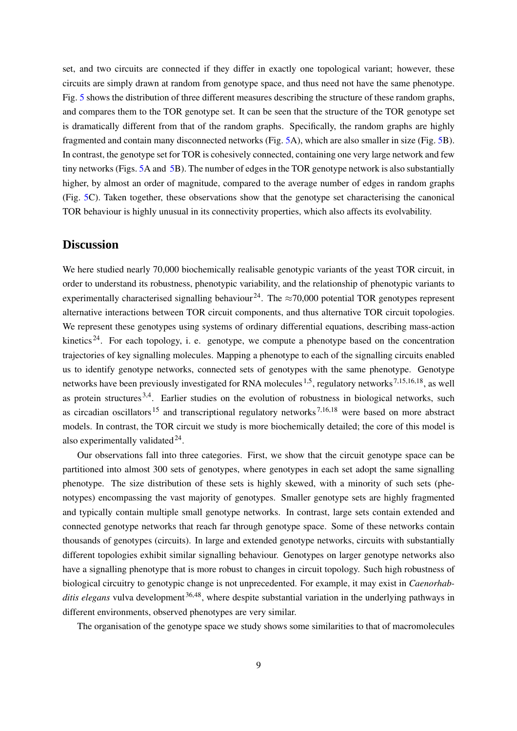set, and two circuits are connected if they differ in exactly one topological variant; however, these circuits are simply drawn at random from genotype space, and thus need not have the same phenotype. Fig. 5 shows the distribution of three different measures describing the structure of these random graphs, and compares them to the TOR genotype set. It can be seen that the structure of the TOR genotype set is dramatically different from that of the random graphs. Specifically, the random graphs are highly fragmented and contain many disconnected networks (Fig. 5A), which are also smaller in size (Fig. 5B). In contrast, the genotype set for TOR is cohesively connected, containing one very large network and few tiny networks (Figs. 5A and 5B). The number of edges in the TOR genotype network is also substantially higher, by almost an order of magnitude, compared to the average number of edges in random graphs (Fig. 5C). Taken together, these observations show that the genotype set characterising the canonical TOR behaviour is highly unusual in its connectivity properties, which also affects its evolvability.

## Discussion

We here studied nearly 70,000 biochemically realisable genotypic variants of the yeast TOR circuit, in order to understand its robustness, phenotypic variability, and the relationship of phenotypic variants to experimentally characterised signalling behaviour[24]. The $\approx$70,000 potential TOR genotypes represent alternative interactions between TOR circuit components, and thus alternative TOR circuit topologies. We represent these genotypes using systems of ordinary differential equations, describing mass-action kinetics[24]. For each topology, i. e. genotype, we compute a phenotype based on the concentration trajectories of key signalling molecules. Mapping a phenotype to each of the signalling circuits enabled us to identify genotype networks, connected sets of genotypes with the same phenotype. Genotype networks have been previously investigated for RNA molecules[1,5], regulatory networks[7,15,16,18], as well as protein structures[3,4]. Earlier studies on the evolution of robustness in biological networks, such as circadian oscillators[15] and transcriptional regulatory networks[7,16,18] were based on more abstract models. In contrast, the TOR circuit we study is more biochemically detailed; the core of this model is also experimentally validated[24].

Our observations fall into three categories. First, we show that the circuit genotype space can be partitioned into almost 300 sets of genotypes, where genotypes in each set adopt the same signalling phenotype. The size distribution of these sets is highly skewed, with a minority of such sets (phenotypes) encompassing the vast majority of genotypes. Smaller genotype sets are highly fragmented and typically contain multiple small genotype networks. In contrast, large sets contain extended and connected genotype networks that reach far through genotype space. Some of these networks contain thousands of genotypes (circuits). In large and extended genotype networks, circuits with substantially different topologies exhibit similar signalling behaviour. Genotypes on larger genotype networks also have a signalling phenotype that is more robust to changes in circuit topology. Such high robustness of biological circuitry to genotypic change is not unprecedented. For example, it may exist in *Caenorhabditis elegans* vulva development[36,48], where despite substantial variation in the underlying pathways in different environments, observed phenotypes are very similar.

The organisation of the genotype space we study shows some similarities to that of macromolecules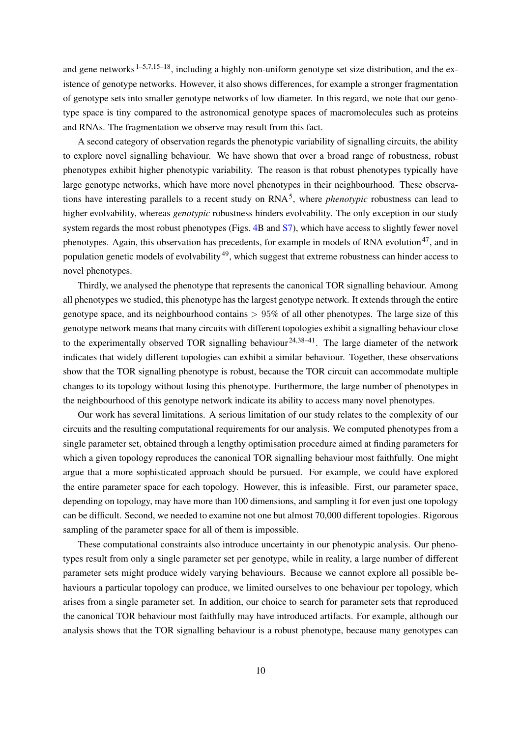and gene networks[1–5,7,15–18], including a highly non-uniform genotype set size distribution, and the existence of genotype networks. However, it also shows differences, for example a stronger fragmentation of genotype sets into smaller genotype networks of low diameter. In this regard, we note that our genotype space is tiny compared to the astronomical genotype spaces of macromolecules such as proteins and RNAs. The fragmentation we observe may result from this fact.

A second category of observation regards the phenotypic variability of signalling circuits, the ability to explore novel signalling behaviour. We have shown that over a broad range of robustness, robust phenotypes exhibit higher phenotypic variability. The reason is that robust phenotypes typically have large genotype networks, which have more novel phenotypes in their neighbourhood. These observations have interesting parallels to a recent study on RNA[5], where *phenotypic* robustness can lead to higher evolvability, whereas *genotypic* robustness hinders evolvability. The only exception in our study system regards the most robust phenotypes (Figs. 4B and S7), which have access to slightly fewer novel phenotypes. Again, this observation has precedents, for example in models of RNA evolution[47], and in population genetic models of evolvability[49], which suggest that extreme robustness can hinder access to novel phenotypes.

Thirdly, we analysed the phenotype that represents the canonical TOR signalling behaviour. Among all phenotypes we studied, this phenotype has the largest genotype network. It extends through the entire genotype space, and its neighbourhood contains $> 95\%$ of all other phenotypes. The large size of this genotype network means that many circuits with different topologies exhibit a signalling behaviour close to the experimentally observed TOR signalling behaviour[24,38–41]. The large diameter of the network indicates that widely different topologies can exhibit a similar behaviour. Together, these observations show that the TOR signalling phenotype is robust, because the TOR circuit can accommodate multiple changes to its topology without losing this phenotype. Furthermore, the large number of phenotypes in the neighbourhood of this genotype network indicate its ability to access many novel phenotypes.

Our work has several limitations. A serious limitation of our study relates to the complexity of our circuits and the resulting computational requirements for our analysis. We computed phenotypes from a single parameter set, obtained through a lengthy optimisation procedure aimed at finding parameters for which a given topology reproduces the canonical TOR signalling behaviour most faithfully. One might argue that a more sophisticated approach should be pursued. For example, we could have explored the entire parameter space for each topology. However, this is infeasible. First, our parameter space, depending on topology, may have more than 100 dimensions, and sampling it for even just one topology can be difficult. Second, we needed to examine not one but almost 70,000 different topologies. Rigorous sampling of the parameter space for all of them is impossible.

These computational constraints also introduce uncertainty in our phenotypic analysis. Our phenotypes result from only a single parameter set per genotype, while in reality, a large number of different parameter sets might produce widely varying behaviours. Because we cannot explore all possible behaviours a particular topology can produce, we limited ourselves to one behaviour per topology, which arises from a single parameter set. In addition, our choice to search for parameter sets that reproduced the canonical TOR behaviour most faithfully may have introduced artifacts. For example, although our analysis shows that the TOR signalling behaviour is a robust phenotype, because many genotypes can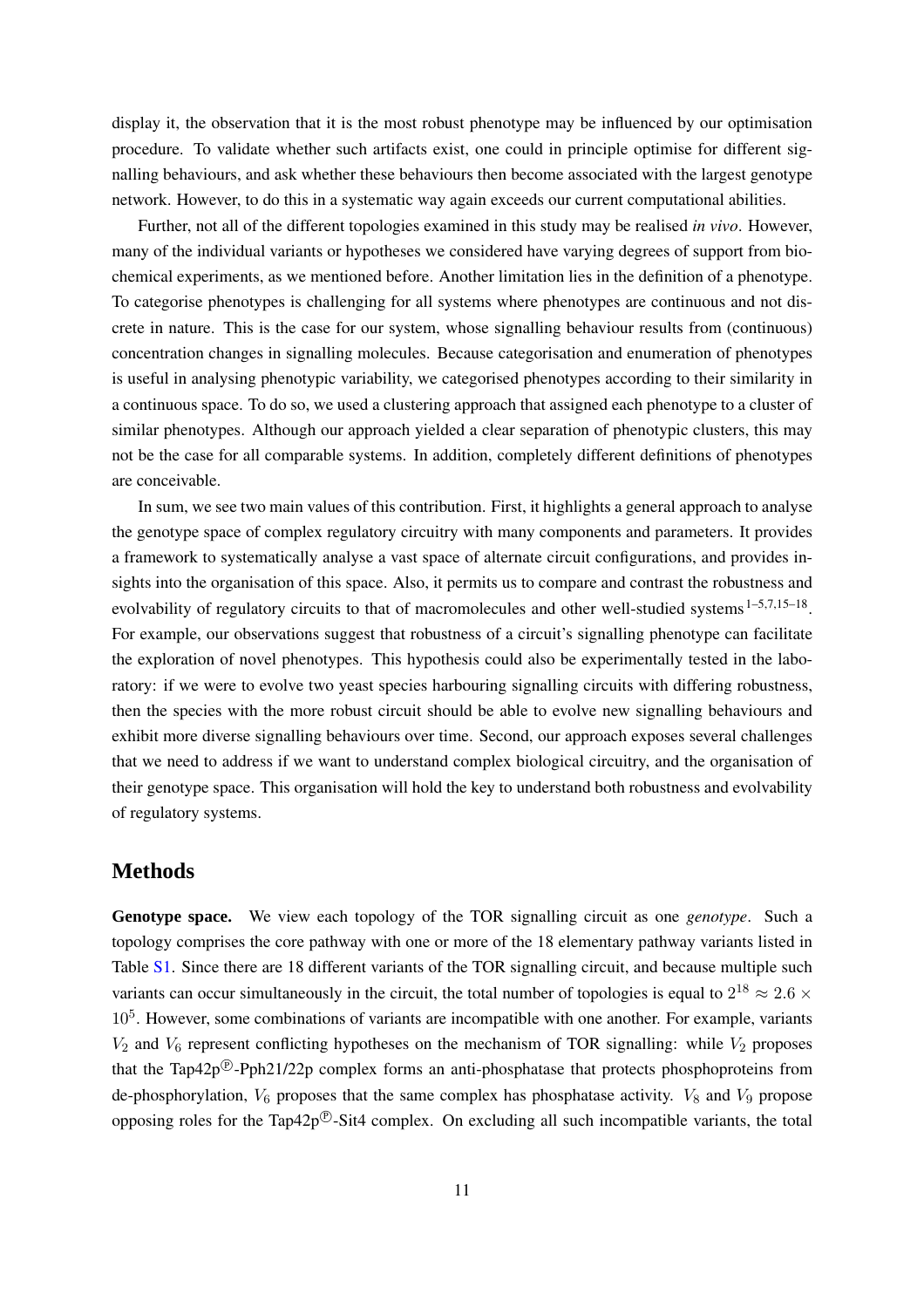display it, the observation that it is the most robust phenotype may be influenced by our optimisation procedure. To validate whether such artifacts exist, one could in principle optimise for different signalling behaviours, and ask whether these behaviours then become associated with the largest genotype network. However, to do this in a systematic way again exceeds our current computational abilities.

Further, not all of the different topologies examined in this study may be realised *in vivo*. However, many of the individual variants or hypotheses we considered have varying degrees of support from biochemical experiments, as we mentioned before. Another limitation lies in the definition of a phenotype. To categorise phenotypes is challenging for all systems where phenotypes are continuous and not discrete in nature. This is the case for our system, whose signalling behaviour results from (continuous) concentration changes in signalling molecules. Because categorisation and enumeration of phenotypes is useful in analysing phenotypic variability, we categorised phenotypes according to their similarity in a continuous space. To do so, we used a clustering approach that assigned each phenotype to a cluster of similar phenotypes. Although our approach yielded a clear separation of phenotypic clusters, this may not be the case for all comparable systems. In addition, completely different definitions of phenotypes are conceivable.

In sum, we see two main values of this contribution. First, it highlights a general approach to analyse the genotype space of complex regulatory circuitry with many components and parameters. It provides a framework to systematically analyse a vast space of alternate circuit configurations, and provides insights into the organisation of this space. Also, it permits us to compare and contrast the robustness and evolvability of regulatory circuits to that of macromolecules and other well-studied systems[1–5,7,15–18]. For example, our observations suggest that robustness of a circuit's signalling phenotype can facilitate the exploration of novel phenotypes. This hypothesis could also be experimentally tested in the laboratory: if we were to evolve two yeast species harbouring signalling circuits with differing robustness, then the species with the more robust circuit should be able to evolve new signalling behaviours and exhibit more diverse signalling behaviours over time. Second, our approach exposes several challenges that we need to address if we want to understand complex biological circuitry, and the organisation of their genotype space. This organisation will hold the key to understand both robustness and evolvability of regulatory systems.

## Methods

**Genotype space.** We view each topology of the TOR signalling circuit as one *genotype*. Such a topology comprises the core pathway with one or more of the 18 elementary pathway variants listed in Table S1. Since there are 18 different variants of the TOR signalling circuit, and because multiple such variants can occur simultaneously in the circuit, the total number of topologies is equal to $2^{18} \approx 2.6 \times 10^5$. However, some combinations of variants are incompatible with one another. For example, variants $V_2$ and $V_6$ represent conflicting hypotheses on the mechanism of TOR signalling: while $V_2$ proposes that the Tap42p$^{Ⓟ}$-Pph21/22p complex forms an anti-phosphatase that protects phosphoproteins from de-phosphorylation, $V_6$ proposes that the same complex has phosphatase activity. $V_8$ and $V_9$ propose opposing roles for the Tap42p$^{Ⓟ}$-Sit4 complex. On excluding all such incompatible variants, the total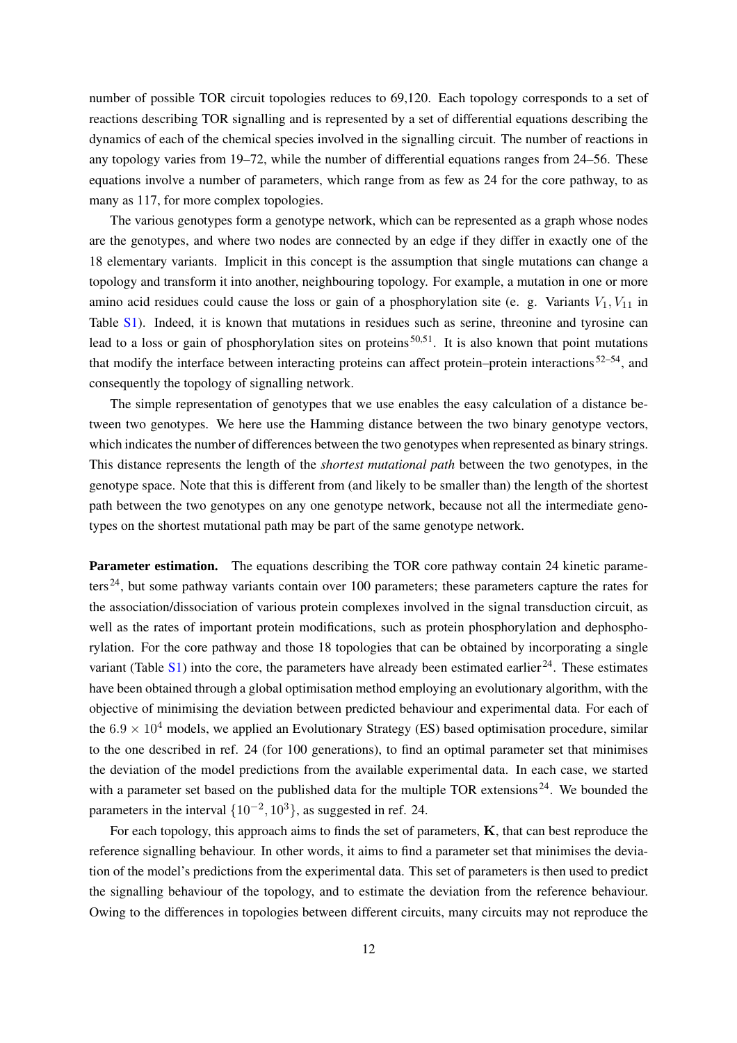number of possible TOR circuit topologies reduces to 69,120. Each topology corresponds to a set of reactions describing TOR signalling and is represented by a set of differential equations describing the dynamics of each of the chemical species involved in the signalling circuit. The number of reactions in any topology varies from 19–72, while the number of differential equations ranges from 24–56. These equations involve a number of parameters, which range from as few as 24 for the core pathway, to as many as 117, for more complex topologies.

The various genotypes form a genotype network, which can be represented as a graph whose nodes are the genotypes, and where two nodes are connected by an edge if they differ in exactly one of the 18 elementary variants. Implicit in this concept is the assumption that single mutations can change a topology and transform it into another, neighbouring topology. For example, a mutation in one or more amino acid residues could cause the loss or gain of a phosphorylation site (e. g. Variants $V_1, V_{11}$ in Table S1). Indeed, it is known that mutations in residues such as serine, threonine and tyrosine can lead to a loss or gain of phosphorylation sites on proteins[50,51]. It is also known that point mutations that modify the interface between interacting proteins can affect protein–protein interactions[52–54], and consequently the topology of signalling network.

The simple representation of genotypes that we use enables the easy calculation of a distance between two genotypes. We here use the Hamming distance between the two binary genotype vectors, which indicates the number of differences between the two genotypes when represented as binary strings. This distance represents the length of the *shortest mutational path* between the two genotypes, in the genotype space. Note that this is different from (and likely to be smaller than) the length of the shortest path between the two genotypes on any one genotype network, because not all the intermediate genotypes on the shortest mutational path may be part of the same genotype network.

**Parameter estimation.** The equations describing the TOR core pathway contain 24 kinetic parameters[24], but some pathway variants contain over 100 parameters; these parameters capture the rates for the association/dissociation of various protein complexes involved in the signal transduction circuit, as well as the rates of important protein modifications, such as protein phosphorylation and dephosphorylation. For the core pathway and those 18 topologies that can be obtained by incorporating a single variant (Table S1) into the core, the parameters have already been estimated earlier[24]. These estimates have been obtained through a global optimisation method employing an evolutionary algorithm, with the objective of minimising the deviation between predicted behaviour and experimental data. For each of the $6.9 \times 10^4$ models, we applied an Evolutionary Strategy (ES) based optimisation procedure, similar to the one described in ref. 24 (for 100 generations), to find an optimal parameter set that minimises the deviation of the model predictions from the available experimental data. In each case, we started with a parameter set based on the published data for the multiple TOR extensions[24]. We bounded the parameters in the interval $\{10^{-2}, 10^{3}\}$, as suggested in ref. 24.

For each topology, this approach aims to finds the set of parameters, $\mathbf{K}$, that can best reproduce the reference signalling behaviour. In other words, it aims to find a parameter set that minimises the deviation of the model's predictions from the experimental data. This set of parameters is then used to predict the signalling behaviour of the topology, and to estimate the deviation from the reference behaviour. Owing to the differences in topologies between different circuits, many circuits may not reproduce the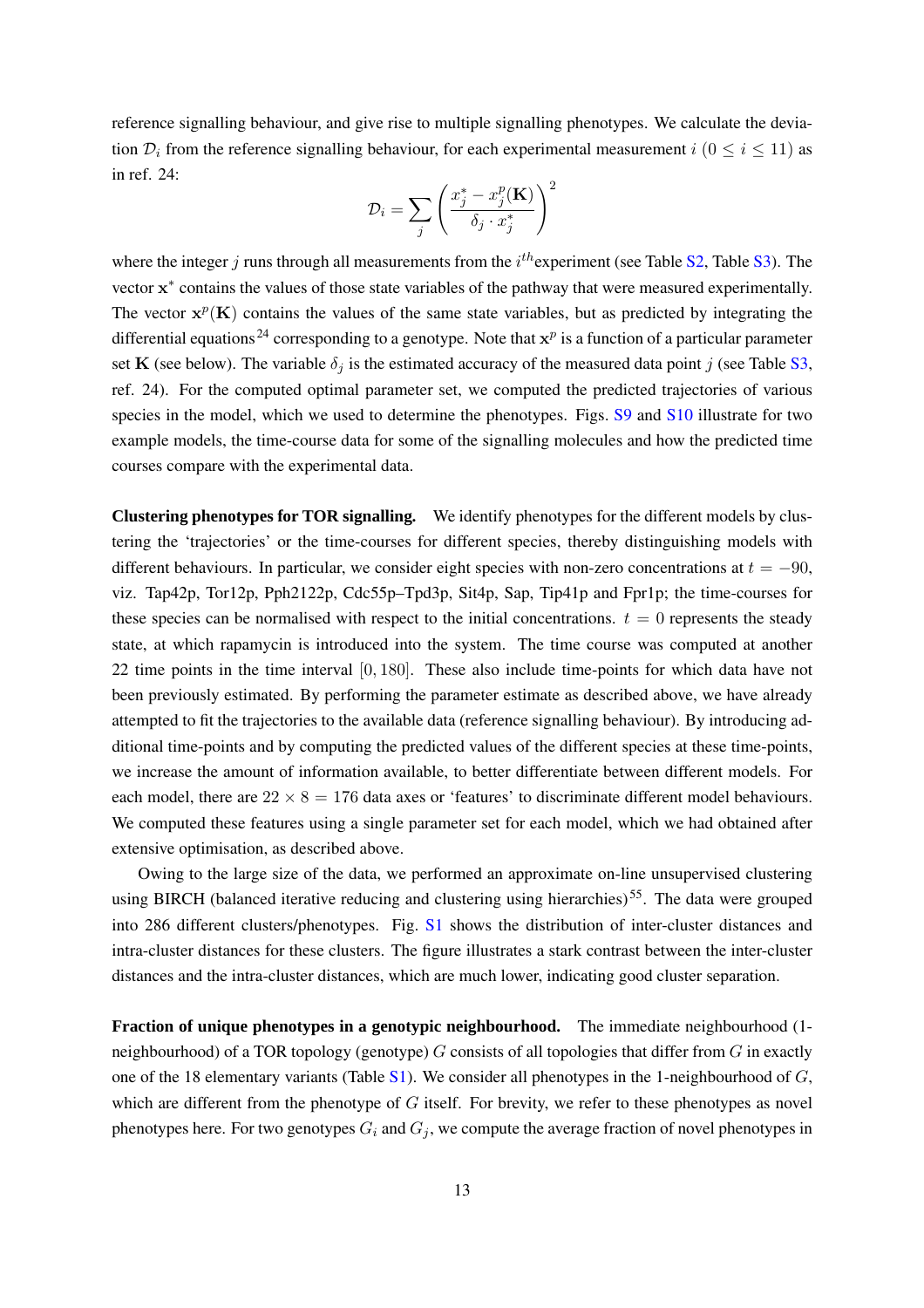reference signalling behaviour, and give rise to multiple signalling phenotypes. We calculate the deviation $\mathcal{D}_i$ from the reference signalling behaviour, for each experimental measurement $i$ ($0 \leq i \leq 11$) as in ref. 24:

$$\mathcal{D}_i = \sum_j \left( \frac{x_j^* - x_j^p(\mathbf{K})}{\delta_j \cdot x_j^*} \right)^2$$

where the integer $j$ runs through all measurements from the $i^{th}$experiment (see Table S2, Table S3). The vector $\mathbf{x}^*$ contains the values of those state variables of the pathway that were measured experimentally. The vector $\mathbf{x}^p(\mathbf{K})$ contains the values of the same state variables, but as predicted by integrating the differential equations[24] corresponding to a genotype. Note that $\mathbf{x}^p$ is a function of a particular parameter set $\mathbf{K}$ (see below). The variable $\delta_j$ is the estimated accuracy of the measured data point $j$ (see Table S3, ref. 24). For the computed optimal parameter set, we computed the predicted trajectories of various species in the model, which we used to determine the phenotypes. Figs. S9 and S10 illustrate for two example models, the time-course data for some of the signalling molecules and how the predicted time courses compare with the experimental data.

**Clustering phenotypes for TOR signalling.** We identify phenotypes for the different models by clustering the 'trajectories' or the time-courses for different species, thereby distinguishing models with different behaviours. In particular, we consider eight species with non-zero concentrations at $t = -90$, viz. Tap42p, Tor12p, Pph2122p, Cdc55p–Tpd3p, Sit4p, Sap, Tip41p and Fpr1p; the time-courses for these species can be normalised with respect to the initial concentrations. $t = 0$ represents the steady state, at which rapamycin is introduced into the system. The time course was computed at another 22 time points in the time interval $[0, 180]$. These also include time-points for which data have not been previously estimated. By performing the parameter estimate as described above, we have already attempted to fit the trajectories to the available data (reference signalling behaviour). By introducing additional time-points and by computing the predicted values of the different species at these time-points, we increase the amount of information available, to better differentiate between different models. For each model, there are $22 \times 8 = 176$ data axes or 'features' to discriminate different model behaviours. We computed these features using a single parameter set for each model, which we had obtained after extensive optimisation, as described above.

Owing to the large size of the data, we performed an approximate on-line unsupervised clustering using BIRCH (balanced iterative reducing and clustering using hierarchies)[55]. The data were grouped into 286 different clusters/phenotypes. Fig. S1 shows the distribution of inter-cluster distances and intra-cluster distances for these clusters. The figure illustrates a stark contrast between the inter-cluster distances and the intra-cluster distances, which are much lower, indicating good cluster separation.

**Fraction of unique phenotypes in a genotypic neighbourhood.** The immediate neighbourhood (1-neighbourhood) of a TOR topology (genotype) $G$ consists of all topologies that differ from $G$ in exactly one of the 18 elementary variants (Table S1). We consider all phenotypes in the 1-neighbourhood of $G$, which are different from the phenotype of $G$ itself. For brevity, we refer to these phenotypes as novel phenotypes here. For two genotypes $G_i$ and $G_j$, we compute the average fraction of novel phenotypes in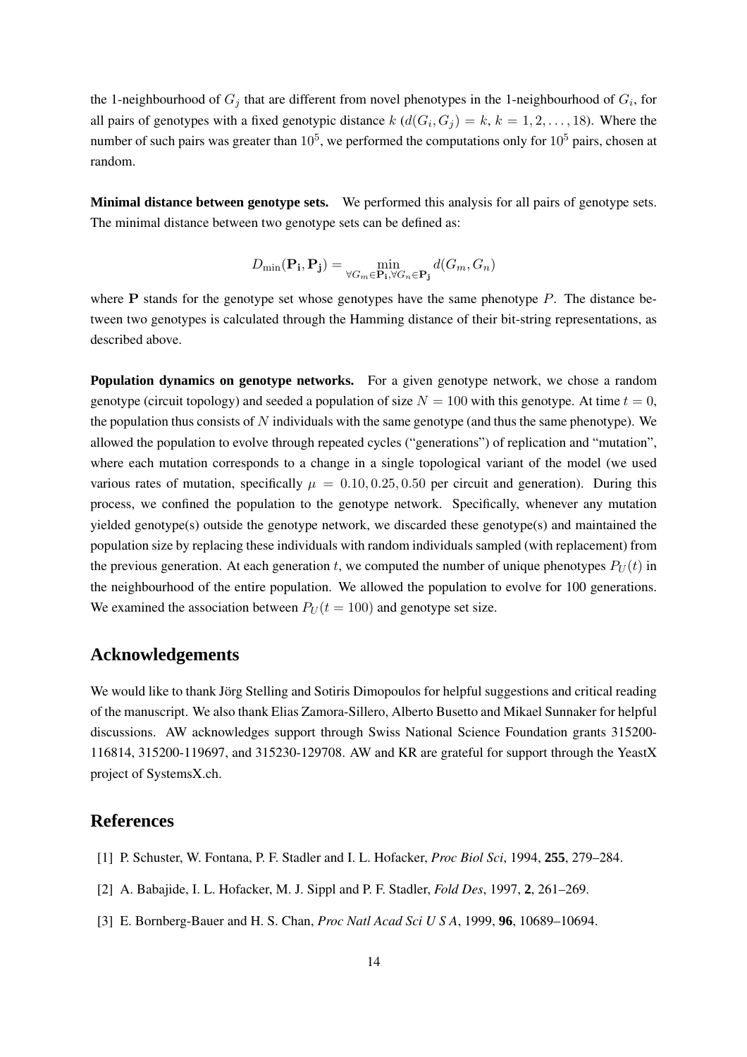the 1-neighbourhood of $G_j$ that are different from novel phenotypes in the 1-neighbourhood of $G_i$, for all pairs of genotypes with a fixed genotypic distance $k$ ($d(G_i, G_j) = k$, $k = 1, 2, \ldots, 18$). Where the number of such pairs was greater than $10^5$, we performed the computations only for $10^5$ pairs, chosen at random.

**Minimal distance between genotype sets.** We performed this analysis for all pairs of genotype sets. The minimal distance between two genotype sets can be defined as:

$$D_{\min}(\mathbf{P_i}, \mathbf{P_j}) = \min_{\forall G_m \in \mathbf{P_i}, \forall G_n \in \mathbf{P_j}} d(G_m, G_n)$$

where $\mathbf{P}$ stands for the genotype set whose genotypes have the same phenotype $P$. The distance between two genotypes is calculated through the Hamming distance of their bit-string representations, as described above.

**Population dynamics on genotype networks.** For a given genotype network, we chose a random genotype (circuit topology) and seeded a population of size $N = 100$ with this genotype. At time $t = 0$, the population thus consists of $N$ individuals with the same genotype (and thus the same phenotype). We allowed the population to evolve through repeated cycles ("generations") of replication and "mutation", where each mutation corresponds to a change in a single topological variant of the model (we used various rates of mutation, specifically $\mu = 0.10, 0.25, 0.50$ per circuit and generation). During this process, we confined the population to the genotype network. Specifically, whenever any mutation yielded genotype(s) outside the genotype network, we discarded these genotype(s) and maintained the population size by replacing these individuals with random individuals sampled (with replacement) from the previous generation. At each generation $t$, we computed the number of unique phenotypes $P_U(t)$ in the neighbourhood of the entire population. We allowed the population to evolve for 100 generations. We examined the association between $P_U(t = 100)$ and genotype set size.

## Acknowledgements

We would like to thank Jörg Stelling and Sotiris Dimopoulos for helpful suggestions and critical reading of the manuscript. We also thank Elias Zamora-Sillero, Alberto Busetto and Mikael Sunnaker for helpful discussions. AW acknowledges support through Swiss National Science Foundation grants 315200-116814, 315200-119697, and 315230-129708. AW and KR are grateful for support through the YeastX project of SystemsX.ch.

## References

[1] P. Schuster, W. Fontana, P. F. Stadler and I. L. Hofacker, *Proc Biol Sci*, 1994, **255**, 279–284.

[2] A. Babajide, I. L. Hofacker, M. J. Sippl and P. F. Stadler, *Fold Des*, 1997, **2**, 261–269.

[3] E. Bornberg-Bauer and H. S. Chan, *Proc Natl Acad Sci U S A*, 1999, **96**, 10689–10694.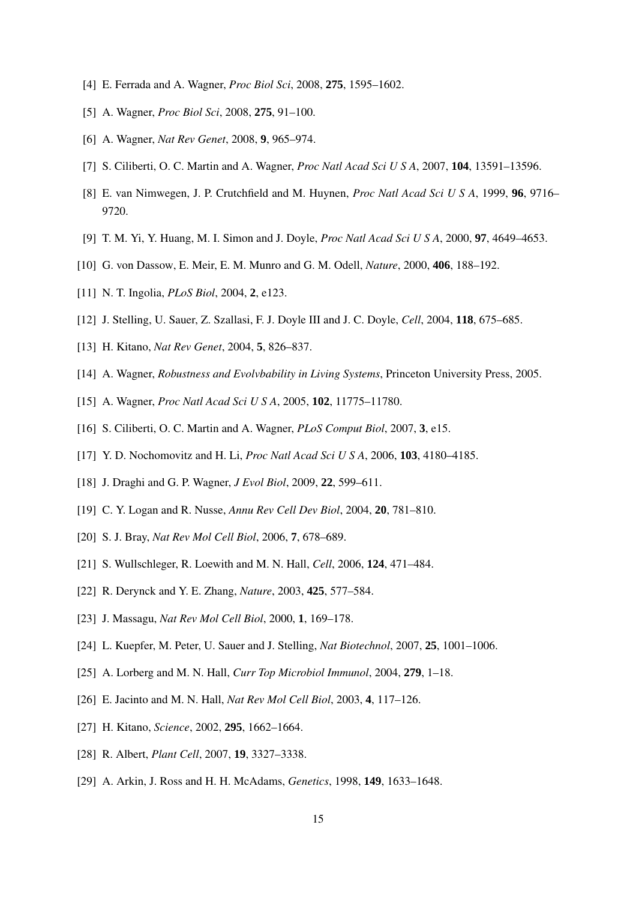[4] E. Ferrada and A. Wagner, *Proc Biol Sci*, 2008, **275**, 1595–1602.

[5] A. Wagner, *Proc Biol Sci*, 2008, **275**, 91–100.

[6] A. Wagner, *Nat Rev Genet*, 2008, **9**, 965–974.

[7] S. Ciliberti, O. C. Martin and A. Wagner, *Proc Natl Acad Sci U S A*, 2007, **104**, 13591–13596.

[8] E. van Nimwegen, J. P. Crutchfield and M. Huynen, *Proc Natl Acad Sci U S A*, 1999, **96**, 9716–9720.

[9] T. M. Yi, Y. Huang, M. I. Simon and J. Doyle, *Proc Natl Acad Sci U S A*, 2000, **97**, 4649–4653.

[10] G. von Dassow, E. Meir, E. M. Munro and G. M. Odell, *Nature*, 2000, **406**, 188–192.

[11] N. T. Ingolia, *PLoS Biol*, 2004, **2**, e123.

[12] J. Stelling, U. Sauer, Z. Szallasi, F. J. Doyle III and J. C. Doyle, *Cell*, 2004, **118**, 675–685.

[13] H. Kitano, *Nat Rev Genet*, 2004, **5**, 826–837.

[14] A. Wagner, *Robustness and Evolvbability in Living Systems*, Princeton University Press, 2005.

[15] A. Wagner, *Proc Natl Acad Sci U S A*, 2005, **102**, 11775–11780.

[16] S. Ciliberti, O. C. Martin and A. Wagner, *PLoS Comput Biol*, 2007, **3**, e15.

[17] Y. D. Nochomovitz and H. Li, *Proc Natl Acad Sci U S A*, 2006, **103**, 4180–4185.

[18] J. Draghi and G. P. Wagner, *J Evol Biol*, 2009, **22**, 599–611.

[19] C. Y. Logan and R. Nusse, *Annu Rev Cell Dev Biol*, 2004, **20**, 781–810.

[20] S. J. Bray, *Nat Rev Mol Cell Biol*, 2006, **7**, 678–689.

[21] S. Wullschleger, R. Loewith and M. N. Hall, *Cell*, 2006, **124**, 471–484.

[22] R. Derynck and Y. E. Zhang, *Nature*, 2003, **425**, 577–584.

[23] J. Massagu, *Nat Rev Mol Cell Biol*, 2000, **1**, 169–178.

[24] L. Kuepfer, M. Peter, U. Sauer and J. Stelling, *Nat Biotechnol*, 2007, **25**, 1001–1006.

[25] A. Lorberg and M. N. Hall, *Curr Top Microbiol Immunol*, 2004, **279**, 1–18.

[26] E. Jacinto and M. N. Hall, *Nat Rev Mol Cell Biol*, 2003, **4**, 117–126.

[27] H. Kitano, *Science*, 2002, **295**, 1662–1664.

[28] R. Albert, *Plant Cell*, 2007, **19**, 3327–3338.

[29] A. Arkin, J. Ross and H. H. McAdams, *Genetics*, 1998, **149**, 1633–1648.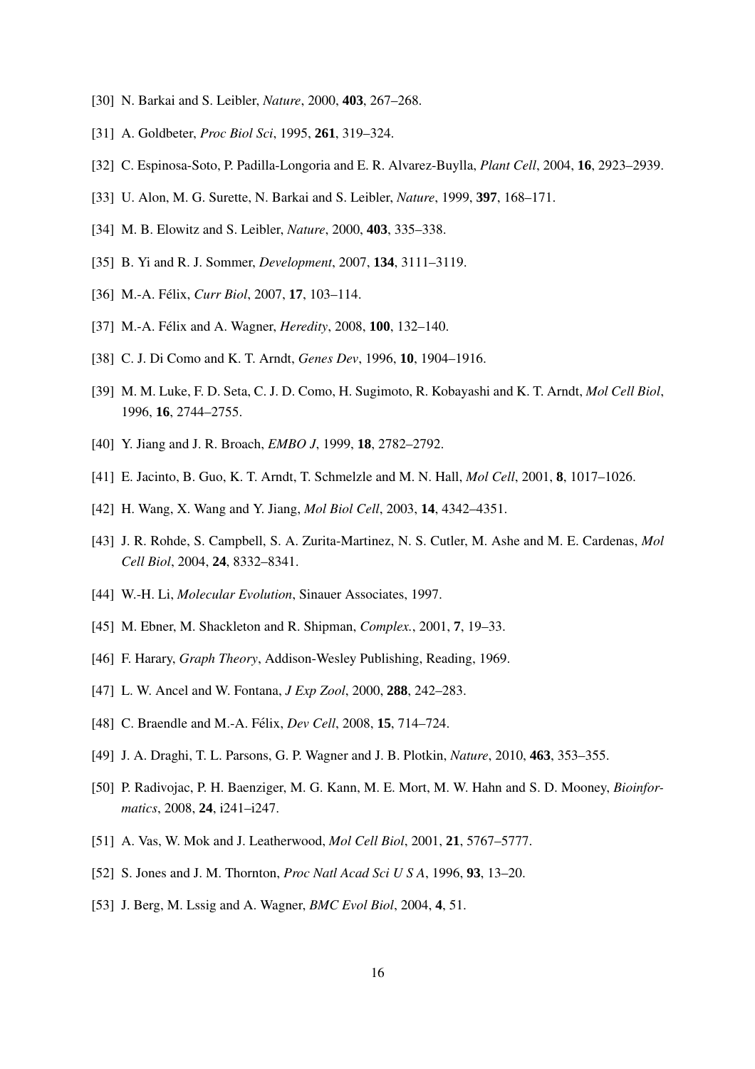[30] N. Barkai and S. Leibler, *Nature*, 2000, **403**, 267–268.

[31] A. Goldbeter, *Proc Biol Sci*, 1995, **261**, 319–324.

[32] C. Espinosa-Soto, P. Padilla-Longoria and E. R. Alvarez-Buylla, *Plant Cell*, 2004, **16**, 2923–2939.

[33] U. Alon, M. G. Surette, N. Barkai and S. Leibler, *Nature*, 1999, **397**, 168–171.

[34] M. B. Elowitz and S. Leibler, *Nature*, 2000, **403**, 335–338.

[35] B. Yi and R. J. Sommer, *Development*, 2007, **134**, 3111–3119.

[36] M.-A. Félix, *Curr Biol*, 2007, **17**, 103–114.

[37] M.-A. Félix and A. Wagner, *Heredity*, 2008, **100**, 132–140.

[38] C. J. Di Como and K. T. Arndt, *Genes Dev*, 1996, **10**, 1904–1916.

[39] M. M. Luke, F. D. Seta, C. J. D. Como, H. Sugimoto, R. Kobayashi and K. T. Arndt, *Mol Cell Biol*, 1996, **16**, 2744–2755.

[40] Y. Jiang and J. R. Broach, *EMBO J*, 1999, **18**, 2782–2792.

[41] E. Jacinto, B. Guo, K. T. Arndt, T. Schmelzle and M. N. Hall, *Mol Cell*, 2001, **8**, 1017–1026.

[42] H. Wang, X. Wang and Y. Jiang, *Mol Biol Cell*, 2003, **14**, 4342–4351.

[43] J. R. Rohde, S. Campbell, S. A. Zurita-Martinez, N. S. Cutler, M. Ashe and M. E. Cardenas, *Mol Cell Biol*, 2004, **24**, 8332–8341.

[44] W.-H. Li, *Molecular Evolution*, Sinauer Associates, 1997.

[45] M. Ebner, M. Shackleton and R. Shipman, *Complex.*, 2001, **7**, 19–33.

[46] F. Harary, *Graph Theory*, Addison-Wesley Publishing, Reading, 1969.

[47] L. W. Ancel and W. Fontana, *J Exp Zool*, 2000, **288**, 242–283.

[48] C. Braendle and M.-A. Félix, *Dev Cell*, 2008, **15**, 714–724.

[49] J. A. Draghi, T. L. Parsons, G. P. Wagner and J. B. Plotkin, *Nature*, 2010, **463**, 353–355.

[50] P. Radivojac, P. H. Baenziger, M. G. Kann, M. E. Mort, M. W. Hahn and S. D. Mooney, *Bioinformatics*, 2008, **24**, i241–i247.

[51] A. Vas, W. Mok and J. Leatherwood, *Mol Cell Biol*, 2001, **21**, 5767–5777.

[52] S. Jones and J. M. Thornton, *Proc Natl Acad Sci U S A*, 1996, **93**, 13–20.

[53] J. Berg, M. Lssig and A. Wagner, *BMC Evol Biol*, 2004, **4**, 51.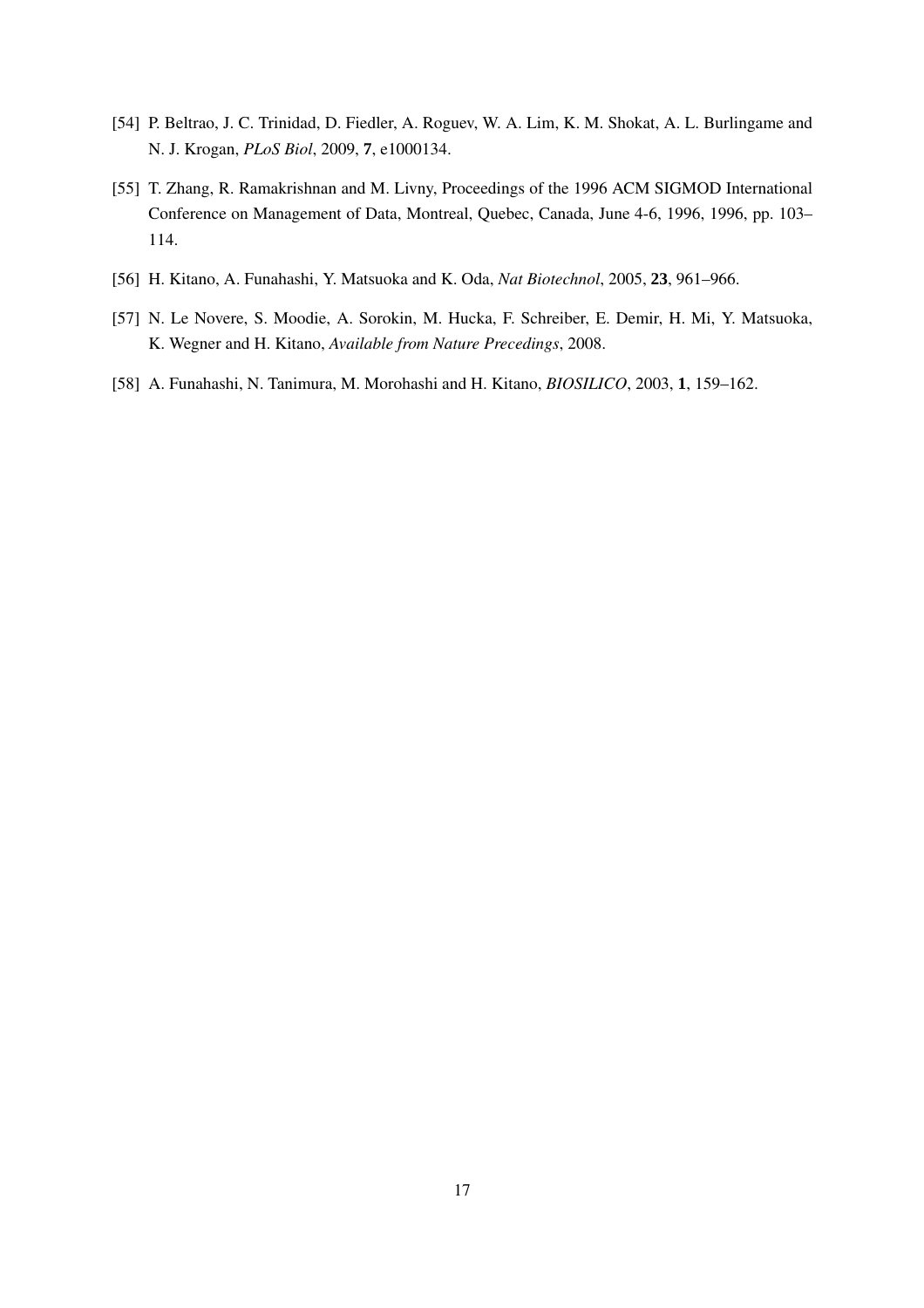[54] P. Beltrao, J. C. Trinidad, D. Fiedler, A. Roguev, W. A. Lim, K. M. Shokat, A. L. Burlingame and N. J. Krogan, *PLoS Biol*, 2009, **7**, e1000134.

[55] T. Zhang, R. Ramakrishnan and M. Livny, Proceedings of the 1996 ACM SIGMOD International Conference on Management of Data, Montreal, Quebec, Canada, June 4-6, 1996, 1996, pp. 103–114.

[56] H. Kitano, A. Funahashi, Y. Matsuoka and K. Oda, *Nat Biotechnol*, 2005, **23**, 961–966.

[57] N. Le Novere, S. Moodie, A. Sorokin, M. Hucka, F. Schreiber, E. Demir, H. Mi, Y. Matsuoka, K. Wegner and H. Kitano, *Available from Nature Precedings*, 2008.

[58] A. Funahashi, N. Tanimura, M. Morohashi and H. Kitano, *BIOSILICO*, 2003, **1**, 159–162.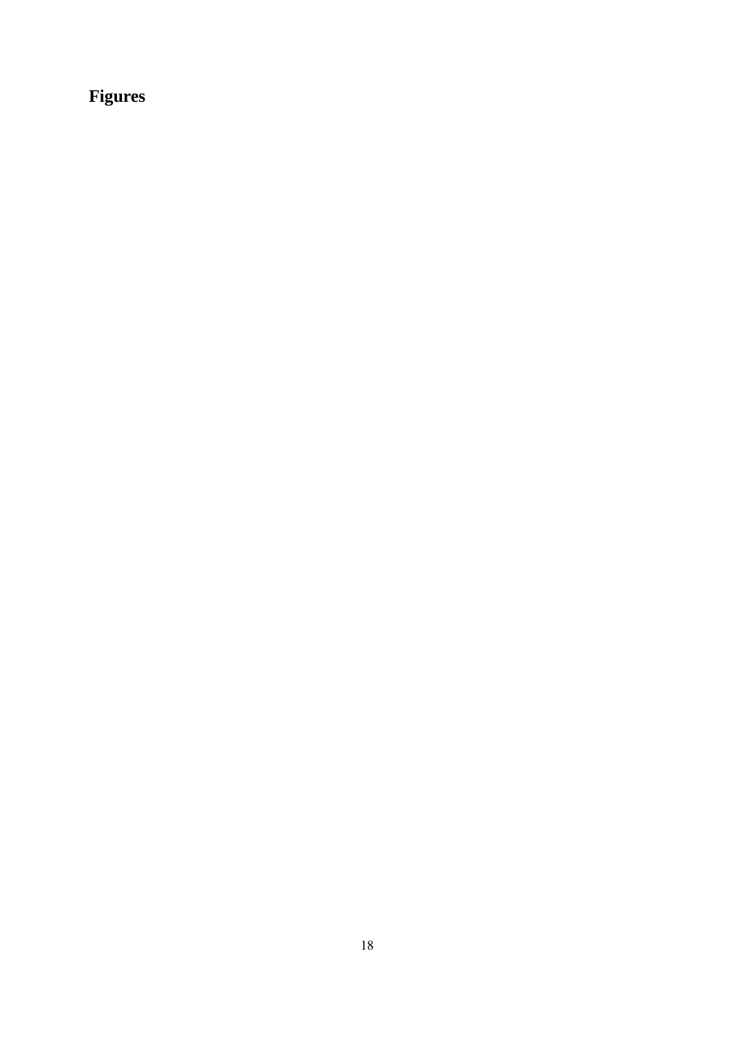## Figures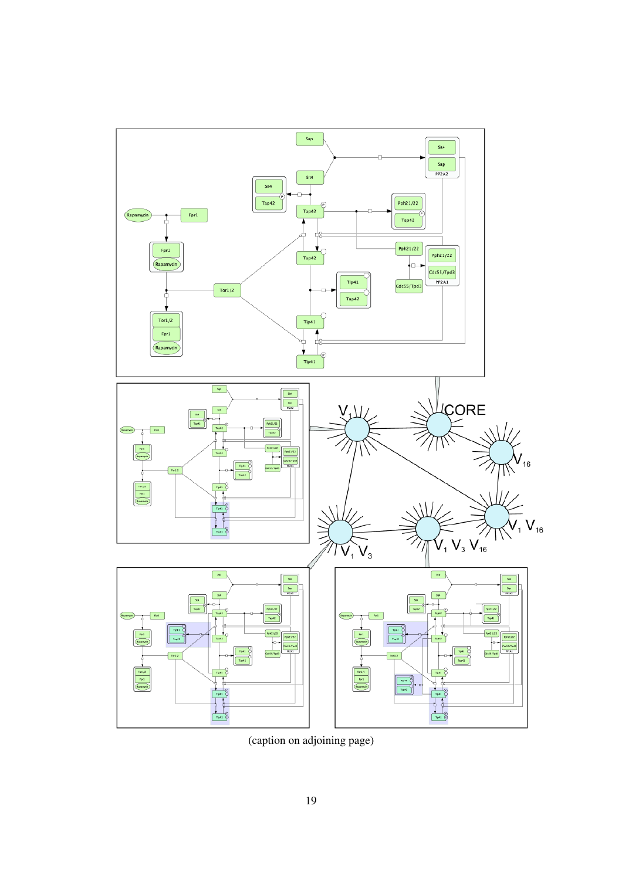Sap

Sit4

Sap

PP2A2

Sit4

Sit4

Tap42

Tap42

Pph21/22

Tap42

Rapamycin

Fpr1

Fpr1

Rapamycin

Tap42

Pph21/22

Pph21/22

Cdc55/Tpd3

PP2A1

Tor1/2

Tip41

Cdc55/Tpd3

Tap42

Tor1/2

Fpr1

Rapamycin

Tip41

Tip41

$V_1$

CORE

$V_{16}$

$V_1\ V_{16}$

$V_1\ V_3$

$V_1\ V_3\ V_{16}$

(caption on adjoining page)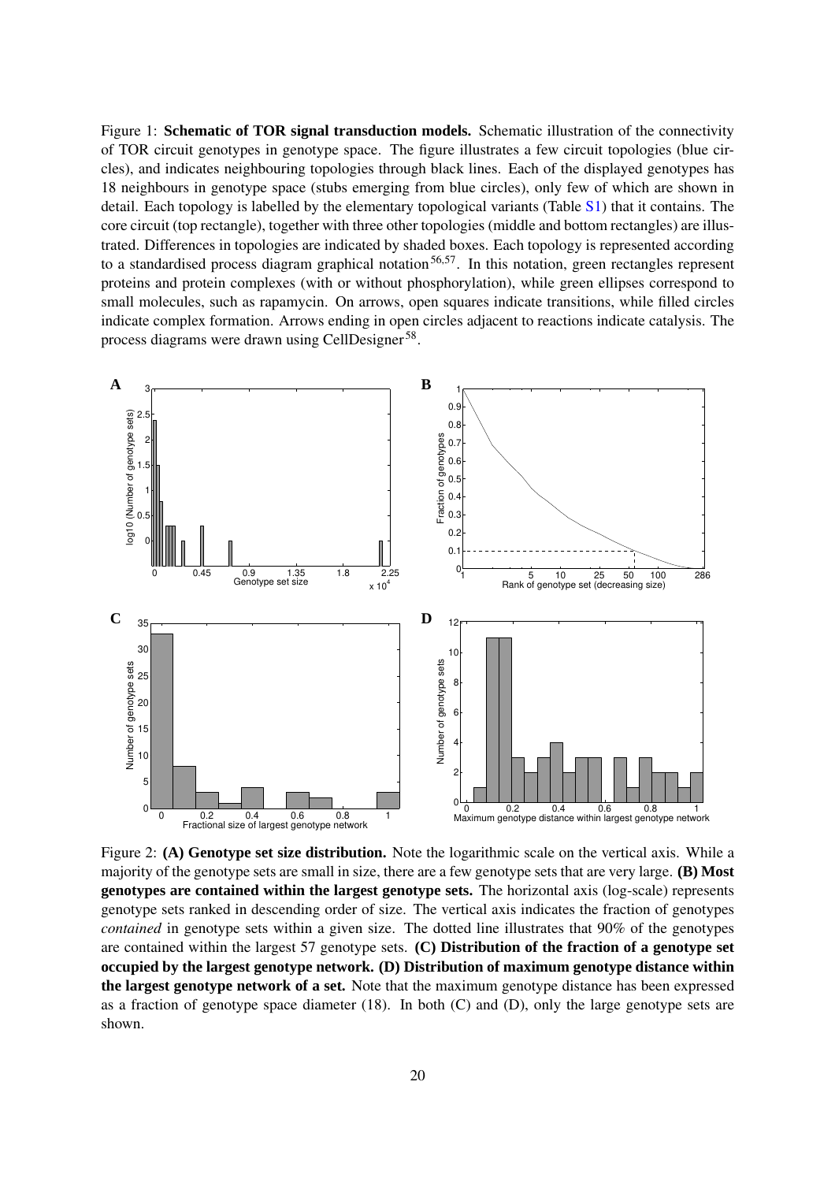Figure 1: **Schematic of TOR signal transduction models.** Schematic illustration of the connectivity of TOR circuit genotypes in genotype space. The figure illustrates a few circuit topologies (blue circles), and indicates neighbouring topologies through black lines. Each of the displayed genotypes has 18 neighbours in genotype space (stubs emerging from blue circles), only few of which are shown in detail. Each topology is labelled by the elementary topological variants (Table S1) that it contains. The core circuit (top rectangle), together with three other topologies (middle and bottom rectangles) are illustrated. Differences in topologies are indicated by shaded boxes. Each topology is represented according to a standardised process diagram graphical notation[56,57]. In this notation, green rectangles represent proteins and protein complexes (with or without phosphorylation), while green ellipses correspond to small molecules, such as rapamycin. On arrows, open squares indicate transitions, while filled circles indicate complex formation. Arrows ending in open circles adjacent to reactions indicate catalysis. The process diagrams were drawn using CellDesigner[58].

A

log10 (Number of genotype sets)

0 0.5 1 1.5 2 2.5 3

0 0.45 0.9 1.35 1.8 2.25

Genotype set size

x 10^4

B

Fraction of genotypes

0 0.1 0.2 0.3 0.4 0.5 0.6 0.7 0.8 0.9 1

1 5 10 25 50 100 286

Rank of genotype set (decreasing size)

C

Number of genotype sets

0 5 10 15 20 25 30 35

0 0.2 0.4 0.6 0.8 1

Fractional size of largest genotype network

D

Number of genotype sets

0 2 4 6 8 10 12

0 0.2 0.4 0.6 0.8 1

Maximum genotype distance within largest genotype network

Figure 2: **(A) Genotype set size distribution.** Note the logarithmic scale on the vertical axis. While a majority of the genotype sets are small in size, there are a few genotype sets that are very large. **(B) Most genotypes are contained within the largest genotype sets.** The horizontal axis (log-scale) represents genotype sets ranked in descending order of size. The vertical axis indicates the fraction of genotypes *contained* in genotype sets within a given size. The dotted line illustrates that 90% of the genotypes are contained within the largest 57 genotype sets. **(C) Distribution of the fraction of a genotype set occupied by the largest genotype network. (D) Distribution of maximum genotype distance within the largest genotype network of a set.** Note that the maximum genotype distance has been expressed as a fraction of genotype space diameter (18). In both (C) and (D), only the large genotype sets are shown.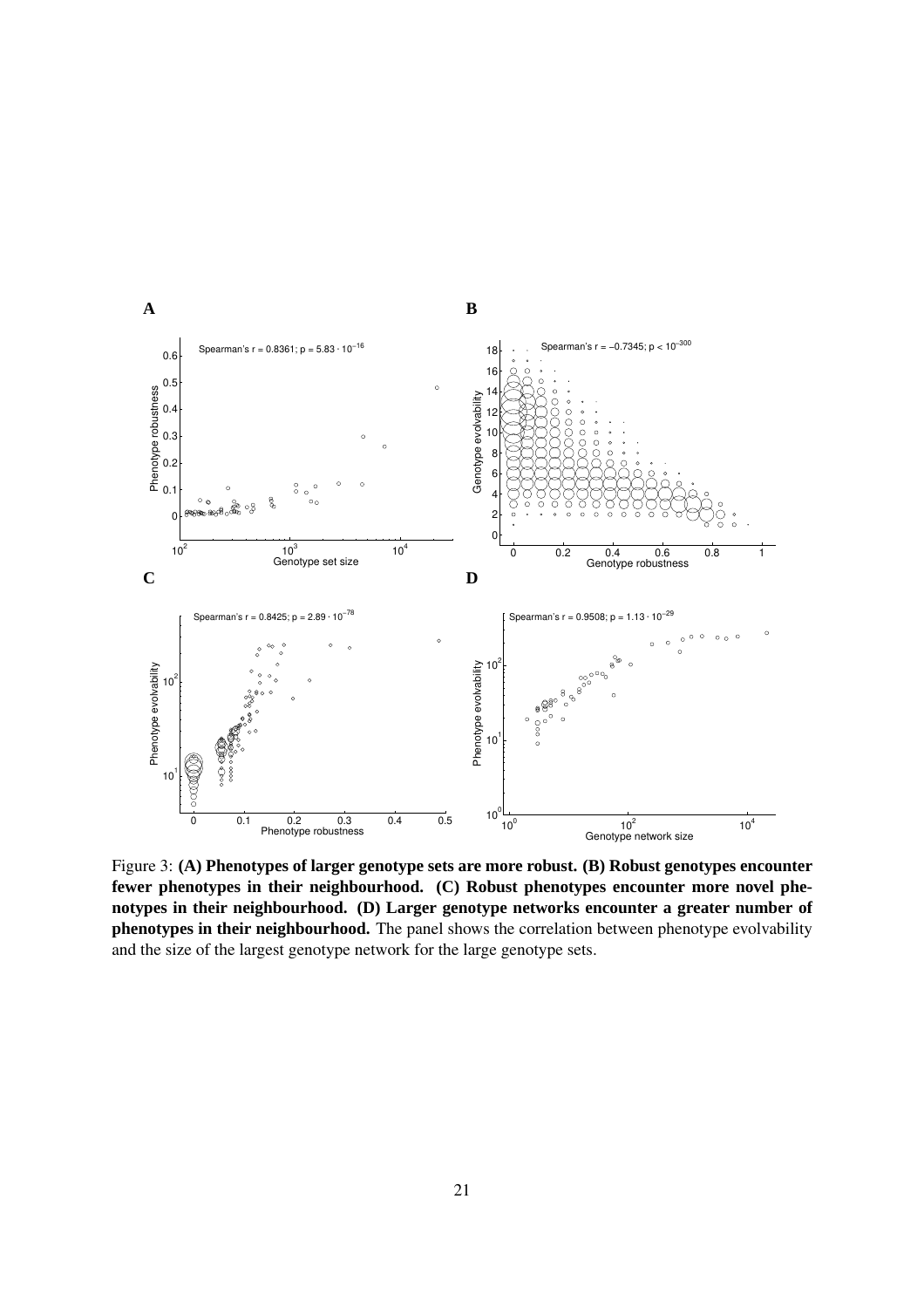A

Spearman's r = 0.8361; p = 5.83 · $10^{-16}$

Phenotype robustness

Genotype set size

B

Spearman's r = −0.7345; p < $10^{-300}$

Genotype evolvability

Genotype robustness

C

Spearman's r = 0.8425; p = 2.89 · $10^{-78}$

Phenotype evolvability

Phenotype robustness

D

Spearman's r = 0.9508; p = 1.13 · $10^{-29}$

Phenotype evolvability

Genotype network size

Figure 3: **(A) Phenotypes of larger genotype sets are more robust. (B) Robust genotypes encounter fewer phenotypes in their neighbourhood. (C) Robust phenotypes encounter more novel phenotypes in their neighbourhood. (D) Larger genotype networks encounter a greater number of phenotypes in their neighbourhood.** The panel shows the correlation between phenotype evolvability and the size of the largest genotype network for the large genotype sets.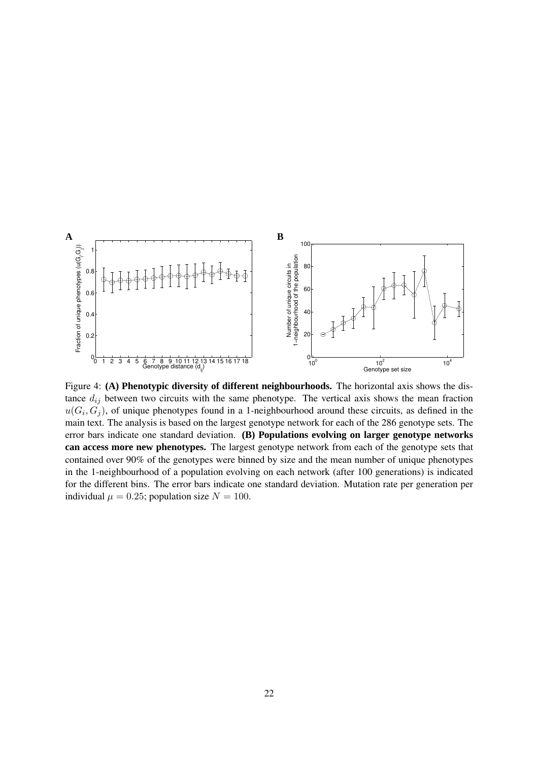A

Fraction of unique phenotypes (u(G_i,G_j))

0
0.2
0.4
0.6
0.8
1

0 1 2 3 4 5 6 7 8 9 10 11 12 13 14 15 16 17 18

Genotype distance (d_ij)

B

Number of unique circuits in 1−neighbourhood of the population

0
20
40
60
80
100

10^0
10^2
10^4

Genotype set size

Figure 4: **(A) Phenotypic diversity of different neighbourhoods.** The horizontal axis shows the distance $d_{ij}$ between two circuits with the same phenotype. The vertical axis shows the mean fraction $u(G_i, G_j)$, of unique phenotypes found in a 1-neighbourhood around these circuits, as defined in the main text. The analysis is based on the largest genotype network for each of the 286 genotype sets. The error bars indicate one standard deviation. **(B) Populations evolving on larger genotype networks can access more new phenotypes.** The largest genotype network from each of the genotype sets that contained over 90% of the genotypes were binned by size and the mean number of unique phenotypes in the 1-neighbourhood of a population evolving on each network (after 100 generations) is indicated for the different bins. The error bars indicate one standard deviation. Mutation rate per generation per individual $\mu = 0.25$; population size $N = 100$.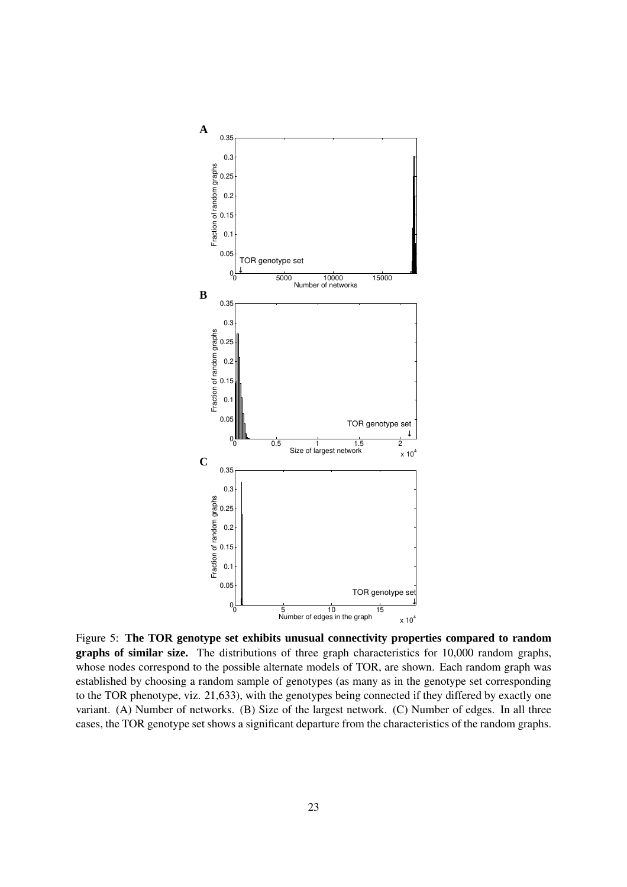**A**

0.35
0.3
0.25
0.2
0.15
0.1
0.05
0
Fraction of random graphs

TOR genotype set
↓

0 5000 10000 15000
Number of networks

**B**

0.35
0.3
0.25
0.2
0.15
0.1
0.05
0
Fraction of random graphs

TOR genotype set
↓

0 0.5 1 1.5 2
Size of largest network
x $10^4$

**C**

0.35
0.3
0.25
0.2
0.15
0.1
0.05
0
Fraction of random graphs

TOR genotype set
↓

0 5 10 15
Number of edges in the graph
x $10^4$

Figure 5: **The TOR genotype set exhibits unusual connectivity properties compared to random graphs of similar size.** The distributions of three graph characteristics for 10,000 random graphs, whose nodes correspond to the possible alternate models of TOR, are shown. Each random graph was established by choosing a random sample of genotypes (as many as in the genotype set corresponding to the TOR phenotype, viz. 21,633), with the genotypes being connected if they differed by exactly one variant. (A) Number of networks. (B) Size of the largest network. (C) Number of edges. In all three cases, the TOR genotype set shows a significant departure from the characteristics of the random graphs.